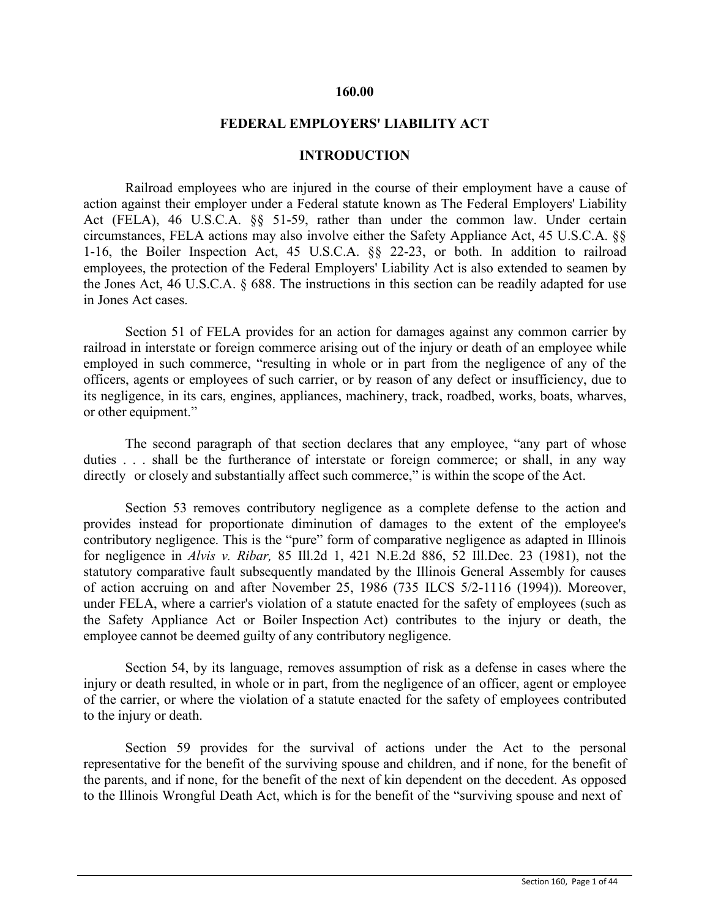# 160.00

## FEDERAL EMPLOYERS' LIABILITY ACT

### INTRODUCTION

Railroad employees who are injured in the course of their employment have a cause of action against their employer under a Federal statute known as The Federal Employers' Liability Act (FELA), 46 U.S.C.A. §§ 51-59, rather than under the common law. Under certain circumstances, FELA actions may also involve either the Safety Appliance Act, 45 U.S.C.A. §§ 1-16, the Boiler Inspection Act, 45 U.S.C.A. §§ 22-23, or both. In addition to railroad employees, the protection of the Federal Employers' Liability Act is also extended to seamen by the Jones Act, 46 U.S.C.A. § 688. The instructions in this section can be readily adapted for use in Jones Act cases.

Section 51 of FELA provides for an action for damages against any common carrier by railroad in interstate or foreign commerce arising out of the injury or death of an employee while employed in such commerce, "resulting in whole or in part from the negligence of any of the officers, agents or employees of such carrier, or by reason of any defect or insufficiency, due to its negligence, in its cars, engines, appliances, machinery, track, roadbed, works, boats, wharves, or other equipment."

The second paragraph of that section declares that any employee, "any part of whose duties . . . shall be the furtherance of interstate or foreign commerce; or shall, in any way directly or closely and substantially affect such commerce," is within the scope of the Act.

Section 53 removes contributory negligence as a complete defense to the action and provides instead for proportionate diminution of damages to the extent of the employee's contributory negligence. This is the "pure" form of comparative negligence as adapted in Illinois for negligence in *Alvis v. Ribar,* 85 Ill.2d 1, 421 N.E.2d 886, 52 Ill.Dec. 23 (1981), not the statutory comparative fault subsequently mandated by the Illinois General Assembly for causes of action accruing on and after November 25, 1986 (735 ILCS 5/2-1116 (1994)). Moreover, under FELA, where a carrier's violation of a statute enacted for the safety of employees (such as the Safety Appliance Act or Boiler Inspection Act) contributes to the injury or death, the employee cannot be deemed guilty of any contributory negligence.

Section 54, by its language, removes assumption of risk as a defense in cases where the injury or death resulted, in whole or in part, from the negligence of an officer, agent or employee of the carrier, or where the violation of a statute enacted for the safety of employees contributed to the injury or death.

Section 59 provides for the survival of actions under the Act to the personal representative for the benefit of the surviving spouse and children, and if none, for the benefit of the parents, and if none, for the benefit of the next of kin dependent on the decedent. As opposed to the Illinois Wrongful Death Act, which is for the benefit of the "surviving spouse and next of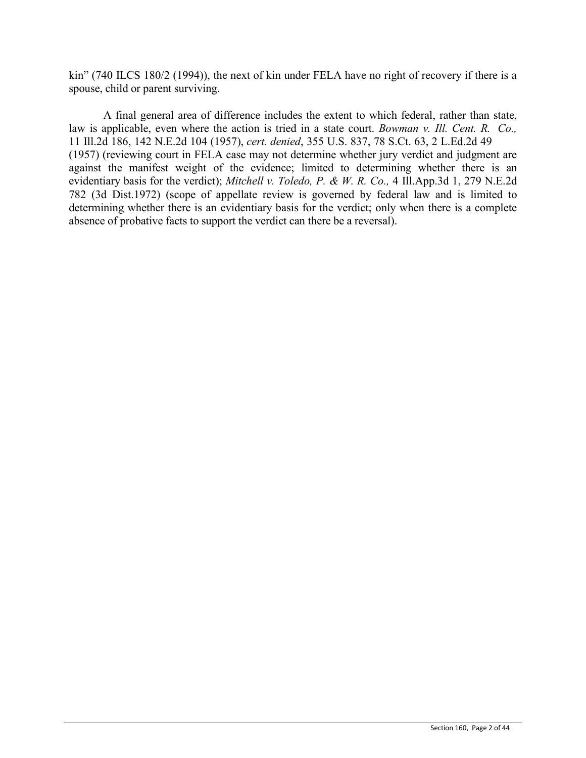kin" (740 ILCS 180/2 (1994)), the next of kin under FELA have no right of recovery if there is a spouse, child or parent surviving.

A final general area of difference includes the extent to which federal, rather than state, law is applicable, even where the action is tried in a state court. *Bowman v. Ill. Cent. R. Co.,* 11 Ill.2d 186, 142 N.E.2d 104 (1957), *cert. denied*, 355 U.S. 837, 78 S.Ct. 63, 2 L.Ed.2d 49 (1957) (reviewing court in FELA case may not determine whether jury verdict and judgment are against the manifest weight of the evidence; limited to determining whether there is an evidentiary basis for the verdict); *Mitchell v. Toledo, P. & W. R. Co.,* 4 Ill.App.3d 1, 279 N.E.2d 782 (3d Dist.1972) (scope of appellate review is governed by federal law and is limited to determining whether there is an evidentiary basis for the verdict; only when there is a complete absence of probative facts to support the verdict can there be a reversal).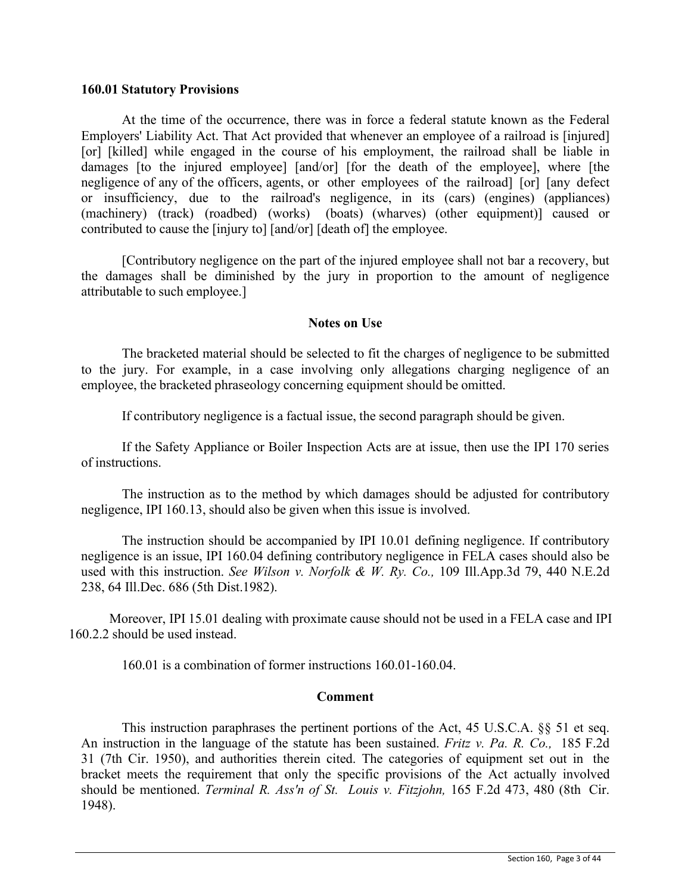### 160.01 Statutory Provisions

At the time of the occurrence, there was in force a federal statute known as the Federal Employers' Liability Act. That Act provided that whenever an employee of a railroad is [injured] [or] [killed] while engaged in the course of his employment, the railroad shall be liable in damages [to the injured employee] [and/or] [for the death of the employee], where [the negligence of any of the officers, agents, or other employees of the railroad] [or] [any defect or insufficiency, due to the railroad's negligence, in its (cars) (engines) (appliances) (machinery) (track) (roadbed) (works) (boats) (wharves) (other equipment)] caused or contributed to cause the [injury to] [and/or] [death of] the employee.

[Contributory negligence on the part of the injured employee shall not bar a recovery, but the damages shall be diminished by the jury in proportion to the amount of negligence attributable to such employee.]

#### Notes on Use

The bracketed material should be selected to fit the charges of negligence to be submitted to the jury. For example, in a case involving only allegations charging negligence of an employee, the bracketed phraseology concerning equipment should be omitted.

If contributory negligence is a factual issue, the second paragraph should be given.

If the Safety Appliance or Boiler Inspection Acts are at issue, then use the IPI 170 series of instructions.

The instruction as to the method by which damages should be adjusted for contributory negligence, IPI 160.13, should also be given when this issue is involved.

The instruction should be accompanied by IPI 10.01 defining negligence. If contributory negligence is an issue, IPI 160.04 defining contributory negligence in FELA cases should also be used with this instruction. *See Wilson v. Norfolk & W. Ry. Co.,* 109 Ill.App.3d 79, 440 N.E.2d 238, 64 Ill.Dec. 686 (5th Dist.1982).

Moreover, IPI 15.01 dealing with proximate cause should not be used in a FELA case and IPI 160.2.2 should be used instead.

160.01 is a combination of former instructions 160.01-160.04.

#### Comment

This instruction paraphrases the pertinent portions of the Act, 45 U.S.C.A. §§ 51 et seq. An instruction in the language of the statute has been sustained. *Fritz v. Pa. R. Co.,* 185 F.2d 31 (7th Cir. 1950), and authorities therein cited. The categories of equipment set out in the bracket meets the requirement that only the specific provisions of the Act actually involved should be mentioned. *Terminal R. Ass'n of St. Louis v. Fitzjohn,* 165 F.2d 473, 480 (8th Cir. 1948).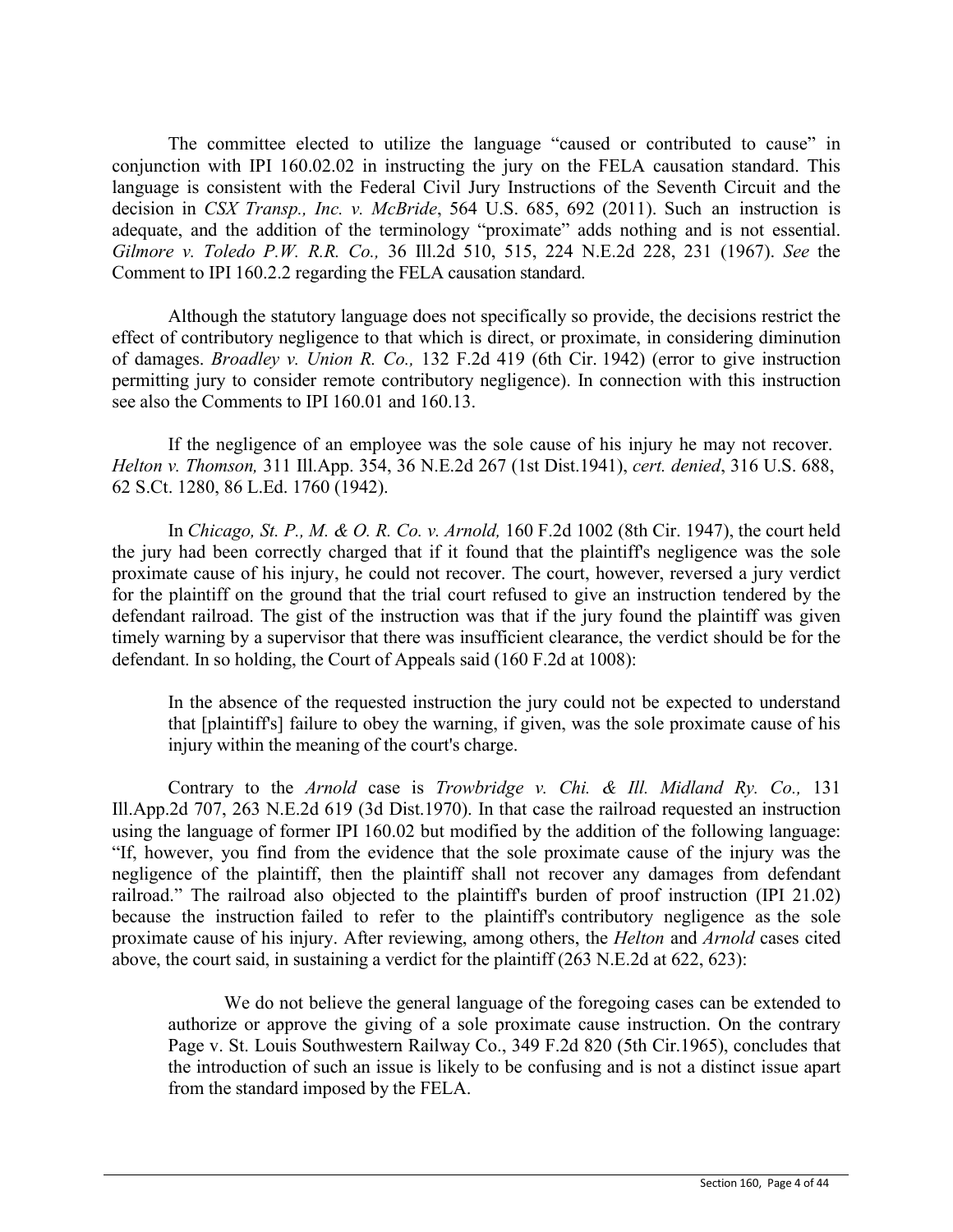The committee elected to utilize the language "caused or contributed to cause" in conjunction with IPI 160.02.02 in instructing the jury on the FELA causation standard. This language is consistent with the Federal Civil Jury Instructions of the Seventh Circuit and the decision in *CSX Transp., Inc. v. McBride*, 564 U.S. 685, 692 (2011). Such an instruction is adequate, and the addition of the terminology "proximate" adds nothing and is not essential. *Gilmore v. Toledo P.W. R.R. Co.,* 36 Ill.2d 510, 515, 224 N.E.2d 228, 231 (1967). *See* the Comment to IPI 160.2.2 regarding the FELA causation standard.

Although the statutory language does not specifically so provide, the decisions restrict the effect of contributory negligence to that which is direct, or proximate, in considering diminution of damages. *Broadley v. Union R. Co.,* 132 F.2d 419 (6th Cir. 1942) (error to give instruction permitting jury to consider remote contributory negligence). In connection with this instruction see also the Comments to IPI 160.01 and 160.13.

If the negligence of an employee was the sole cause of his injury he may not recover. *Helton v. Thomson,* 311 Ill.App. 354, 36 N.E.2d 267 (1st Dist.1941), *cert. denied*, 316 U.S. 688, 62 S.Ct. 1280, 86 L.Ed. 1760 (1942).

In *Chicago, St. P., M. & O. R. Co. v. Arnold,* 160 F.2d 1002 (8th Cir. 1947), the court held the jury had been correctly charged that if it found that the plaintiff's negligence was the sole proximate cause of his injury, he could not recover. The court, however, reversed a jury verdict for the plaintiff on the ground that the trial court refused to give an instruction tendered by the defendant railroad. The gist of the instruction was that if the jury found the plaintiff was given timely warning by a supervisor that there was insufficient clearance, the verdict should be for the defendant. In so holding, the Court of Appeals said (160 F.2d at 1008):

> In the absence of the requested instruction the jury could not be expected to understand that [plaintiff's] failure to obey the warning, if given, was the sole proximate cause of his injury within the meaning of the court's charge.

Contrary to the *Arnold* case is *Trowbridge v. Chi. & Ill. Midland Ry. Co.,* 131 Ill.App.2d 707, 263 N.E.2d 619 (3d Dist.1970). In that case the railroad requested an instruction using the language of former IPI 160.02 but modified by the addition of the following language: "If, however, you find from the evidence that the sole proximate cause of the injury was the negligence of the plaintiff, then the plaintiff shall not recover any damages from defendant railroad." The railroad also objected to the plaintiff's burden of proof instruction (IPI 21.02) because the instruction failed to refer to the plaintiff's contributory negligence as the sole proximate cause of his injury. After reviewing, among others, the *Helton* and *Arnold* cases cited above, the court said, in sustaining a verdict for the plaintiff (263 N.E.2d at 622, 623):

> We do not believe the general language of the foregoing cases can be extended to authorize or approve the giving of a sole proximate cause instruction. On the contrary Page v. St. Louis Southwestern Railway Co., 349 F.2d 820 (5th Cir.1965), concludes that the introduction of such an issue is likely to be confusing and is not a distinct issue apart from the standard imposed by the FELA.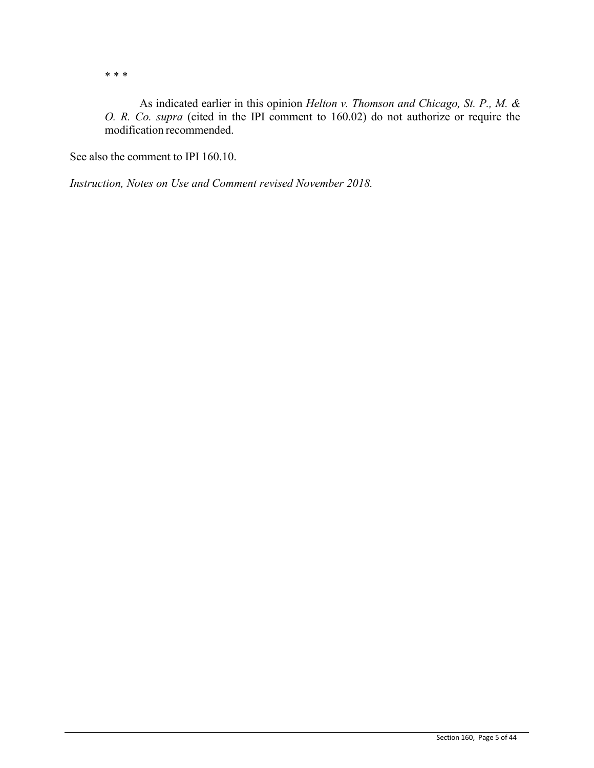* * *

> As indicated earlier in this opinion *Helton v. Thomson and Chicago, St. P., M. & O. R. Co. supra* (cited in the IPI comment to 160.02) do not authorize or require the modification recommended.

See also the comment to IPI 160.10.

*Instruction, Notes on Use and Comment revised November 2018.*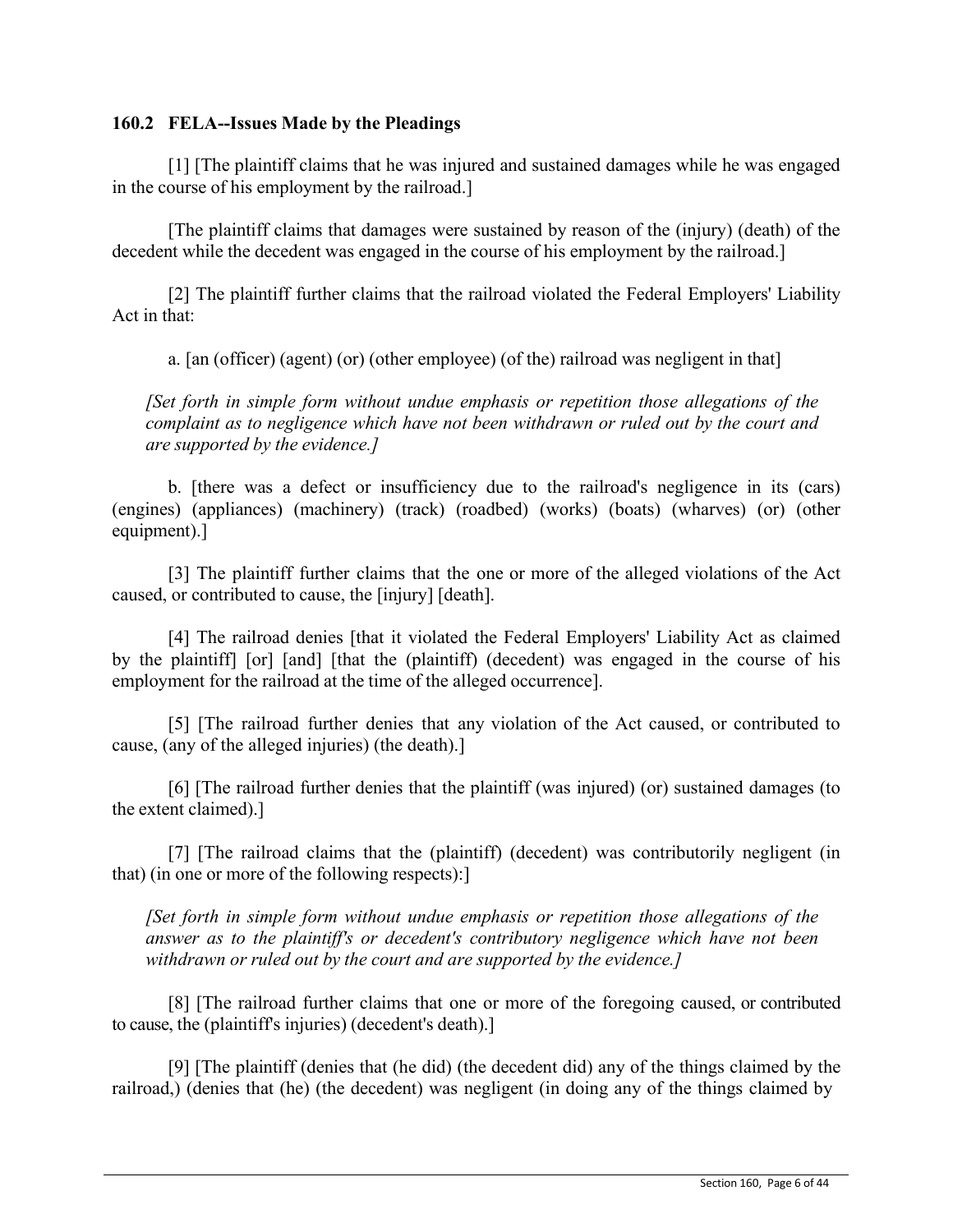### 160.2 FELA--Issues Made by the Pleadings

[1] [The plaintiff claims that he was injured and sustained damages while he was engaged in the course of his employment by the railroad.]

[The plaintiff claims that damages were sustained by reason of the (injury) (death) of the decedent while the decedent was engaged in the course of his employment by the railroad.]

[2] The plaintiff further claims that the railroad violated the Federal Employers' Liability Act in that:

a. [an (officer) (agent) (or) (other employee) (of the) railroad was negligent in that]

*[Set forth in simple form without undue emphasis or repetition those allegations of the complaint as to negligence which have not been withdrawn or ruled out by the court and are supported by the evidence.]*

b. [there was a defect or insufficiency due to the railroad's negligence in its (cars) (engines) (appliances) (machinery) (track) (roadbed) (works) (boats) (wharves) (or) (other equipment).]

[3] The plaintiff further claims that the one or more of the alleged violations of the Act caused, or contributed to cause, the [injury] [death].

[4] The railroad denies [that it violated the Federal Employers' Liability Act as claimed by the plaintiff] [or] [and] [that the (plaintiff) (decedent) was engaged in the course of his employment for the railroad at the time of the alleged occurrence].

[5] [The railroad further denies that any violation of the Act caused, or contributed to cause, (any of the alleged injuries) (the death).]

[6] [The railroad further denies that the plaintiff (was injured) (or) sustained damages (to the extent claimed).]

[7] [The railroad claims that the (plaintiff) (decedent) was contributorily negligent (in that) (in one or more of the following respects):]

*[Set forth in simple form without undue emphasis or repetition those allegations of the answer as to the plaintiff's or decedent's contributory negligence which have not been withdrawn or ruled out by the court and are supported by the evidence.]*

[8] [The railroad further claims that one or more of the foregoing caused, or contributed to cause, the (plaintiff's injuries) (decedent's death).]

[9] [The plaintiff (denies that (he did) (the decedent did) any of the things claimed by the railroad,) (denies that (he) (the decedent) was negligent (in doing any of the things claimed by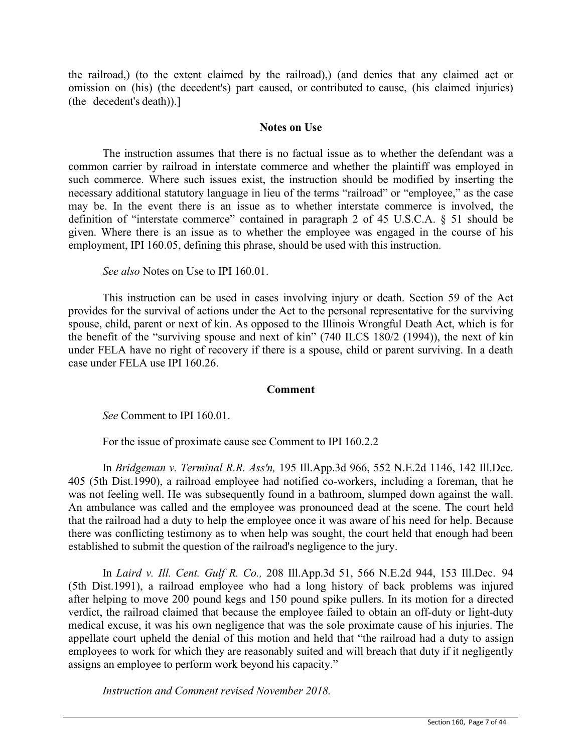the railroad,) (to the extent claimed by the railroad),) (and denies that any claimed act or omission on (his) (the decedent's) part caused, or contributed to cause, (his claimed injuries) (the decedent's death)).]

**Notes on Use**

The instruction assumes that there is no factual issue as to whether the defendant was a common carrier by railroad in interstate commerce and whether the plaintiff was employed in such commerce. Where such issues exist, the instruction should be modified by inserting the necessary additional statutory language in lieu of the terms "railroad" or "employee," as the case may be. In the event there is an issue as to whether interstate commerce is involved, the definition of "interstate commerce" contained in paragraph 2 of 45 U.S.C.A. § 51 should be given. Where there is an issue as to whether the employee was engaged in the course of his employment, IPI 160.05, defining this phrase, should be used with this instruction.

*See also* Notes on Use to IPI 160.01.

This instruction can be used in cases involving injury or death. Section 59 of the Act provides for the survival of actions under the Act to the personal representative for the surviving spouse, child, parent or next of kin. As opposed to the Illinois Wrongful Death Act, which is for the benefit of the "surviving spouse and next of kin" (740 ILCS 180/2 (1994)), the next of kin under FELA have no right of recovery if there is a spouse, child or parent surviving. In a death case under FELA use IPI 160.26.

**Comment**

*See* Comment to IPI 160.01.

For the issue of proximate cause see Comment to IPI 160.2.2

In *Bridgeman v. Terminal R.R. Ass'n,* 195 Ill.App.3d 966, 552 N.E.2d 1146, 142 Ill.Dec. 405 (5th Dist.1990), a railroad employee had notified co-workers, including a foreman, that he was not feeling well. He was subsequently found in a bathroom, slumped down against the wall. An ambulance was called and the employee was pronounced dead at the scene. The court held that the railroad had a duty to help the employee once it was aware of his need for help. Because there was conflicting testimony as to when help was sought, the court held that enough had been established to submit the question of the railroad's negligence to the jury.

In *Laird v. Ill. Cent. Gulf R. Co.,* 208 Ill.App.3d 51, 566 N.E.2d 944, 153 Ill.Dec. 94 (5th Dist.1991), a railroad employee who had a long history of back problems was injured after helping to move 200 pound kegs and 150 pound spike pullers. In its motion for a directed verdict, the railroad claimed that because the employee failed to obtain an off-duty or light-duty medical excuse, it was his own negligence that was the sole proximate cause of his injuries. The appellate court upheld the denial of this motion and held that "the railroad had a duty to assign employees to work for which they are reasonably suited and will breach that duty if it negligently assigns an employee to perform work beyond his capacity."

*Instruction and Comment revised November 2018.*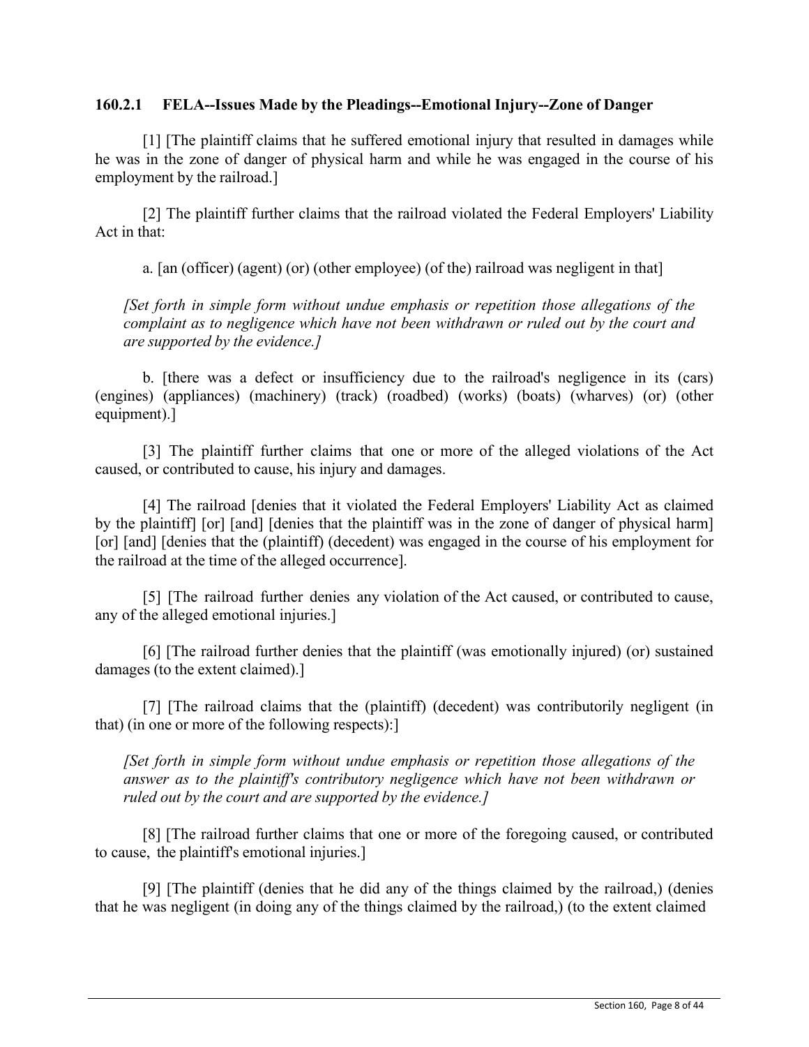### 160.2.1 FELA--Issues Made by the Pleadings--Emotional Injury--Zone of Danger

[1] [The plaintiff claims that he suffered emotional injury that resulted in damages while he was in the zone of danger of physical harm and while he was engaged in the course of his employment by the railroad.]

[2] The plaintiff further claims that the railroad violated the Federal Employers' Liability Act in that:

a. [an (officer) (agent) (or) (other employee) (of the) railroad was negligent in that]

*[Set forth in simple form without undue emphasis or repetition those allegations of the complaint as to negligence which have not been withdrawn or ruled out by the court and are supported by the evidence.]*

b. [there was a defect or insufficiency due to the railroad's negligence in its (cars) (engines) (appliances) (machinery) (track) (roadbed) (works) (boats) (wharves) (or) (other equipment).]

[3] The plaintiff further claims that one or more of the alleged violations of the Act caused, or contributed to cause, his injury and damages.

[4] The railroad [denies that it violated the Federal Employers' Liability Act as claimed by the plaintiff] [or] [and] [denies that the plaintiff was in the zone of danger of physical harm] [or] [and] [denies that the (plaintiff) (decedent) was engaged in the course of his employment for the railroad at the time of the alleged occurrence].

[5] [The railroad further denies any violation of the Act caused, or contributed to cause, any of the alleged emotional injuries.]

[6] [The railroad further denies that the plaintiff (was emotionally injured) (or) sustained damages (to the extent claimed).]

[7] [The railroad claims that the (plaintiff) (decedent) was contributorily negligent (in that) (in one or more of the following respects):]

*[Set forth in simple form without undue emphasis or repetition those allegations of the answer as to the plaintiff's contributory negligence which have not been withdrawn or ruled out by the court and are supported by the evidence.]*

[8] [The railroad further claims that one or more of the foregoing caused, or contributed to cause, the plaintiff's emotional injuries.]

[9] [The plaintiff (denies that he did any of the things claimed by the railroad,) (denies that he was negligent (in doing any of the things claimed by the railroad,) (to the extent claimed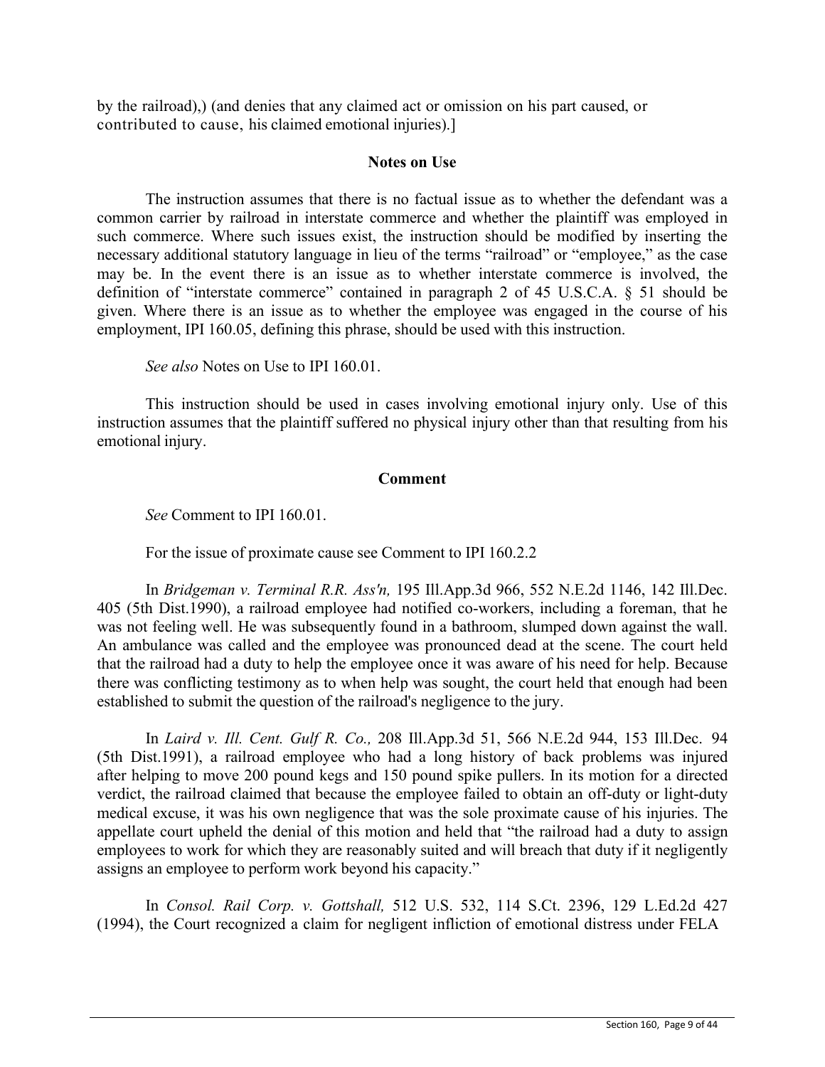by the railroad),) (and denies that any claimed act or omission on his part caused, or contributed to cause, his claimed emotional injuries).]

### Notes on Use

The instruction assumes that there is no factual issue as to whether the defendant was a common carrier by railroad in interstate commerce and whether the plaintiff was employed in such commerce. Where such issues exist, the instruction should be modified by inserting the necessary additional statutory language in lieu of the terms "railroad" or "employee," as the case may be. In the event there is an issue as to whether interstate commerce is involved, the definition of "interstate commerce" contained in paragraph 2 of 45 U.S.C.A. § 51 should be given. Where there is an issue as to whether the employee was engaged in the course of his employment, IPI 160.05, defining this phrase, should be used with this instruction.

*See also* Notes on Use to IPI 160.01.

This instruction should be used in cases involving emotional injury only. Use of this instruction assumes that the plaintiff suffered no physical injury other than that resulting from his emotional injury.

### Comment

*See* Comment to IPI 160.01.

For the issue of proximate cause see Comment to IPI 160.2.2

In *Bridgeman v. Terminal R.R. Ass'n,* 195 Ill.App.3d 966, 552 N.E.2d 1146, 142 Ill.Dec. 405 (5th Dist.1990), a railroad employee had notified co-workers, including a foreman, that he was not feeling well. He was subsequently found in a bathroom, slumped down against the wall. An ambulance was called and the employee was pronounced dead at the scene. The court held that the railroad had a duty to help the employee once it was aware of his need for help. Because there was conflicting testimony as to when help was sought, the court held that enough had been established to submit the question of the railroad's negligence to the jury.

In *Laird v. Ill. Cent. Gulf R. Co.,* 208 Ill.App.3d 51, 566 N.E.2d 944, 153 Ill.Dec. 94 (5th Dist.1991), a railroad employee who had a long history of back problems was injured after helping to move 200 pound kegs and 150 pound spike pullers. In its motion for a directed verdict, the railroad claimed that because the employee failed to obtain an off-duty or light-duty medical excuse, it was his own negligence that was the sole proximate cause of his injuries. The appellate court upheld the denial of this motion and held that "the railroad had a duty to assign employees to work for which they are reasonably suited and will breach that duty if it negligently assigns an employee to perform work beyond his capacity."

In *Consol. Rail Corp. v. Gottshall,* 512 U.S. 532, 114 S.Ct. 2396, 129 L.Ed.2d 427 (1994), the Court recognized a claim for negligent infliction of emotional distress under FELA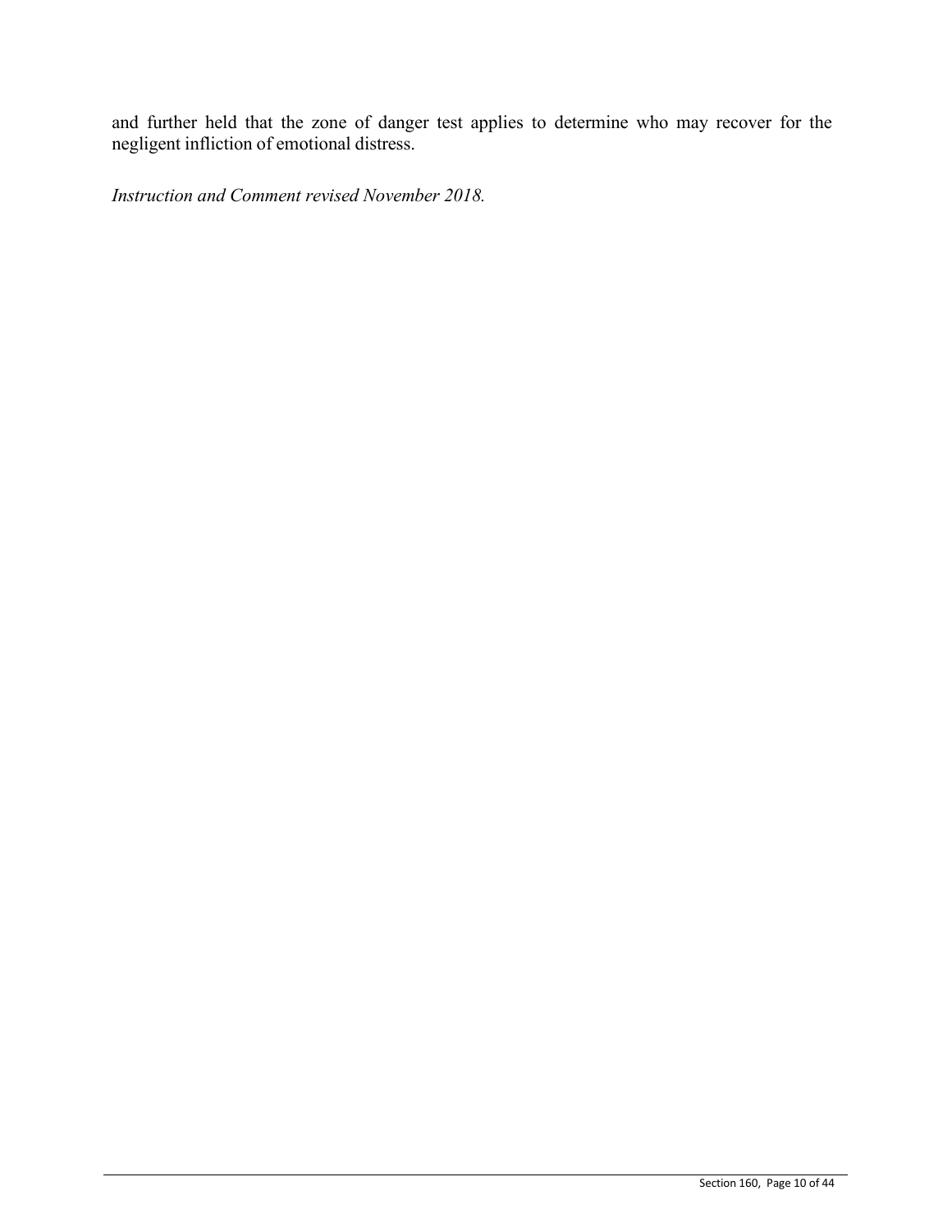and further held that the zone of danger test applies to determine who may recover for the negligent infliction of emotional distress.

*Instruction and Comment revised November 2018.*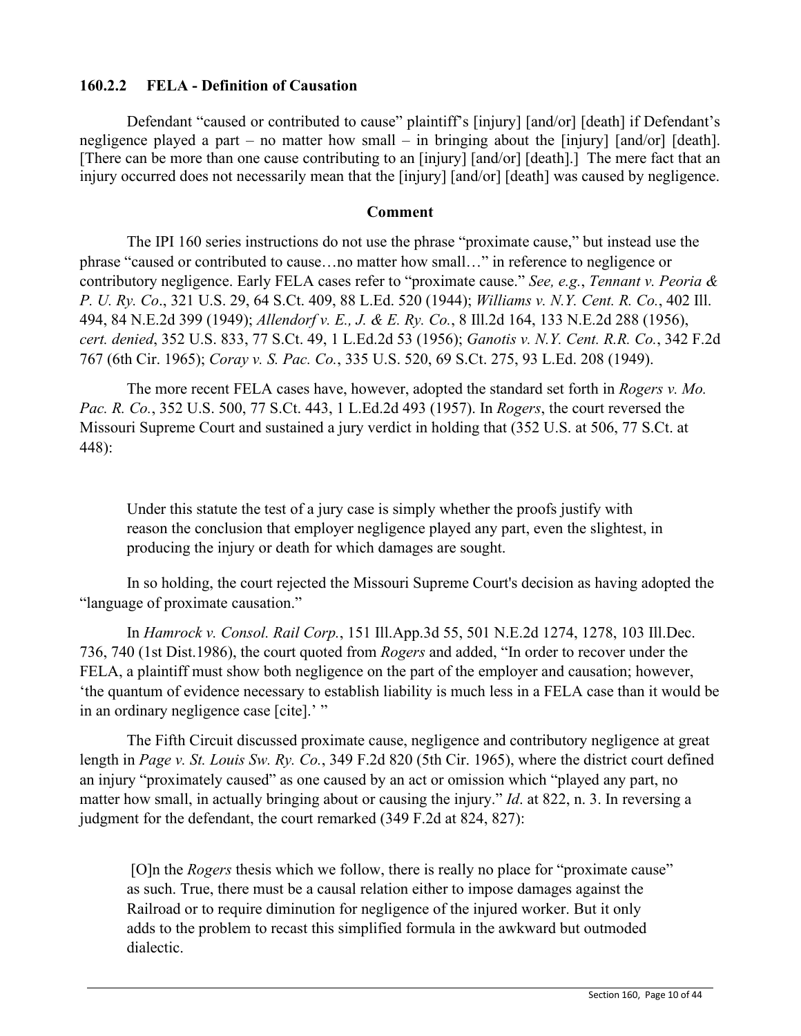### 160.2.2 FELA - Definition of Causation

Defendant "caused or contributed to cause" plaintiff's [injury] [and/or] [death] if Defendant's negligence played a part – no matter how small – in bringing about the [injury] [and/or] [death]. [There can be more than one cause contributing to an [injury] [and/or] [death].] The mere fact that an injury occurred does not necessarily mean that the [injury] [and/or] [death] was caused by negligence.

**Comment**

The IPI 160 series instructions do not use the phrase "proximate cause," but instead use the phrase "caused or contributed to cause…no matter how small…" in reference to negligence or contributory negligence. Early FELA cases refer to "proximate cause." *See, e.g.*, *Tennant v. Peoria & P. U. Ry. Co*., 321 U.S. 29, 64 S.Ct. 409, 88 L.Ed. 520 (1944); *Williams v. N.Y. Cent. R. Co.*, 402 Ill. 494, 84 N.E.2d 399 (1949); *Allendorf v. E., J. & E. Ry. Co.*, 8 Ill.2d 164, 133 N.E.2d 288 (1956), *cert. denied*, 352 U.S. 833, 77 S.Ct. 49, 1 L.Ed.2d 53 (1956); *Ganotis v. N.Y. Cent. R.R. Co.*, 342 F.2d 767 (6th Cir. 1965); *Coray v. S. Pac. Co.*, 335 U.S. 520, 69 S.Ct. 275, 93 L.Ed. 208 (1949).

The more recent FELA cases have, however, adopted the standard set forth in *Rogers v. Mo. Pac. R. Co.*, 352 U.S. 500, 77 S.Ct. 443, 1 L.Ed.2d 493 (1957). In *Rogers*, the court reversed the Missouri Supreme Court and sustained a jury verdict in holding that (352 U.S. at 506, 77 S.Ct. at 448):

> Under this statute the test of a jury case is simply whether the proofs justify with reason the conclusion that employer negligence played any part, even the slightest, in producing the injury or death for which damages are sought.

In so holding, the court rejected the Missouri Supreme Court's decision as having adopted the "language of proximate causation."

In *Hamrock v. Consol. Rail Corp.*, 151 Ill.App.3d 55, 501 N.E.2d 1274, 1278, 103 Ill.Dec. 736, 740 (1st Dist.1986), the court quoted from *Rogers* and added, "In order to recover under the FELA, a plaintiff must show both negligence on the part of the employer and causation; however, 'the quantum of evidence necessary to establish liability is much less in a FELA case than it would be in an ordinary negligence case [cite].' "

The Fifth Circuit discussed proximate cause, negligence and contributory negligence at great length in *Page v. St. Louis Sw. Ry. Co.*, 349 F.2d 820 (5th Cir. 1965), where the district court defined an injury "proximately caused" as one caused by an act or omission which "played any part, no matter how small, in actually bringing about or causing the injury." *Id*. at 822, n. 3. In reversing a judgment for the defendant, the court remarked (349 F.2d at 824, 827):

> [O]n the *Rogers* thesis which we follow, there is really no place for "proximate cause" as such. True, there must be a causal relation either to impose damages against the Railroad or to require diminution for negligence of the injured worker. But it only adds to the problem to recast this simplified formula in the awkward but outmoded dialectic.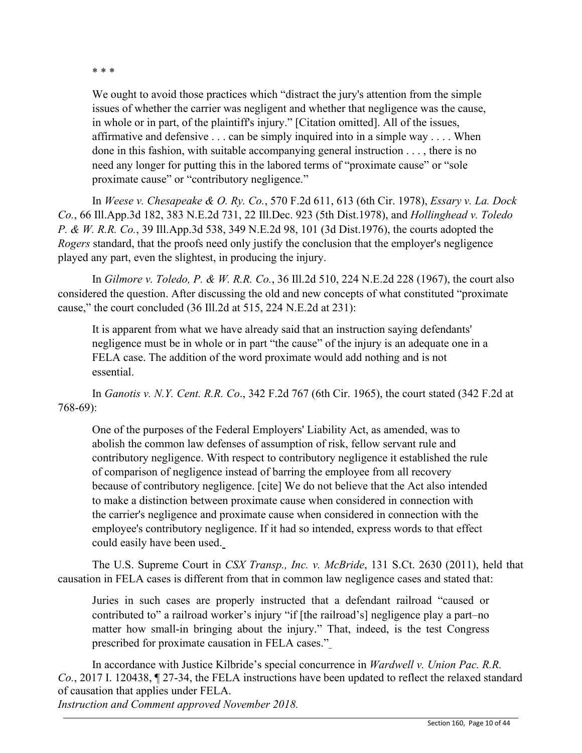* * *

> We ought to avoid those practices which "distract the jury's attention from the simple issues of whether the carrier was negligent and whether that negligence was the cause, in whole or in part, of the plaintiff's injury." [Citation omitted]. All of the issues, affirmative and defensive . . . can be simply inquired into in a simple way . . . . When done in this fashion, with suitable accompanying general instruction . . . , there is no need any longer for putting this in the labored terms of "proximate cause" or "sole proximate cause" or "contributory negligence."

In *Weese v. Chesapeake & O. Ry. Co.*, 570 F.2d 611, 613 (6th Cir. 1978), *Essary v. La. Dock Co.*, 66 Ill.App.3d 182, 383 N.E.2d 731, 22 Ill.Dec. 923 (5th Dist.1978), and *Hollinghead v. Toledo P. & W. R.R. Co.*, 39 Ill.App.3d 538, 349 N.E.2d 98, 101 (3d Dist.1976), the courts adopted the *Rogers* standard, that the proofs need only justify the conclusion that the employer's negligence played any part, even the slightest, in producing the injury.

In *Gilmore v. Toledo, P. & W. R.R. Co.*, 36 Ill.2d 510, 224 N.E.2d 228 (1967), the court also considered the question. After discussing the old and new concepts of what constituted "proximate cause," the court concluded (36 Ill.2d at 515, 224 N.E.2d at 231):

> It is apparent from what we have already said that an instruction saying defendants' negligence must be in whole or in part "the cause" of the injury is an adequate one in a FELA case. The addition of the word proximate would add nothing and is not essential.

In *Ganotis v. N.Y. Cent. R.R. Co*., 342 F.2d 767 (6th Cir. 1965), the court stated (342 F.2d at 768-69):

> One of the purposes of the Federal Employers' Liability Act, as amended, was to abolish the common law defenses of assumption of risk, fellow servant rule and contributory negligence. With respect to contributory negligence it established the rule of comparison of negligence instead of barring the employee from all recovery because of contributory negligence. [cite] We do not believe that the Act also intended to make a distinction between proximate cause when considered in connection with the carrier's negligence and proximate cause when considered in connection with the employee's contributory negligence. If it had so intended, express words to that effect could easily have been used.

The U.S. Supreme Court in *CSX Transp., Inc. v. McBride*, 131 S.Ct. 2630 (2011), held that causation in FELA cases is different from that in common law negligence cases and stated that:

> Juries in such cases are properly instructed that a defendant railroad "caused or contributed to" a railroad worker's injury "if [the railroad's] negligence play a part–no matter how small-in bringing about the injury." That, indeed, is the test Congress prescribed for proximate causation in FELA cases."

In accordance with Justice Kilbride's special concurrence in *Wardwell v. Union Pac. R.R. Co.*, 2017 I. 120438, ¶ 27-34, the FELA instructions have been updated to reflect the relaxed standard of causation that applies under FELA.

*Instruction and Comment approved November 2018.*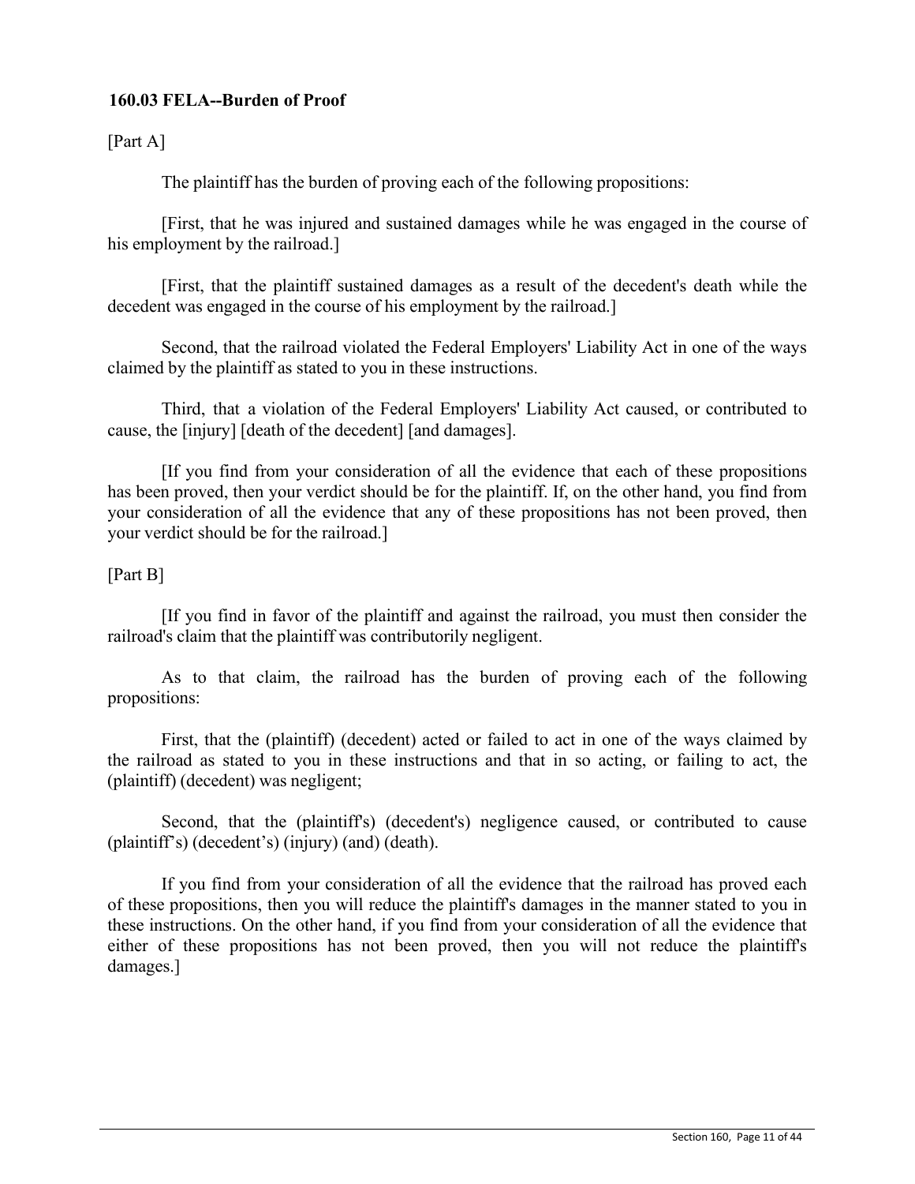### 160.03 FELA--Burden of Proof

[Part A]

The plaintiff has the burden of proving each of the following propositions:

[First, that he was injured and sustained damages while he was engaged in the course of his employment by the railroad.]

[First, that the plaintiff sustained damages as a result of the decedent's death while the decedent was engaged in the course of his employment by the railroad.]

Second, that the railroad violated the Federal Employers' Liability Act in one of the ways claimed by the plaintiff as stated to you in these instructions.

Third, that a violation of the Federal Employers' Liability Act caused, or contributed to cause, the [injury] [death of the decedent] [and damages].

[If you find from your consideration of all the evidence that each of these propositions has been proved, then your verdict should be for the plaintiff. If, on the other hand, you find from your consideration of all the evidence that any of these propositions has not been proved, then your verdict should be for the railroad.]

[Part B]

[If you find in favor of the plaintiff and against the railroad, you must then consider the railroad's claim that the plaintiff was contributorily negligent.

As to that claim, the railroad has the burden of proving each of the following propositions:

First, that the (plaintiff) (decedent) acted or failed to act in one of the ways claimed by the railroad as stated to you in these instructions and that in so acting, or failing to act, the (plaintiff) (decedent) was negligent;

Second, that the (plaintiff's) (decedent's) negligence caused, or contributed to cause (plaintiff's) (decedent's) (injury) (and) (death).

If you find from your consideration of all the evidence that the railroad has proved each of these propositions, then you will reduce the plaintiff's damages in the manner stated to you in these instructions. On the other hand, if you find from your consideration of all the evidence that either of these propositions has not been proved, then you will not reduce the plaintiff's damages.]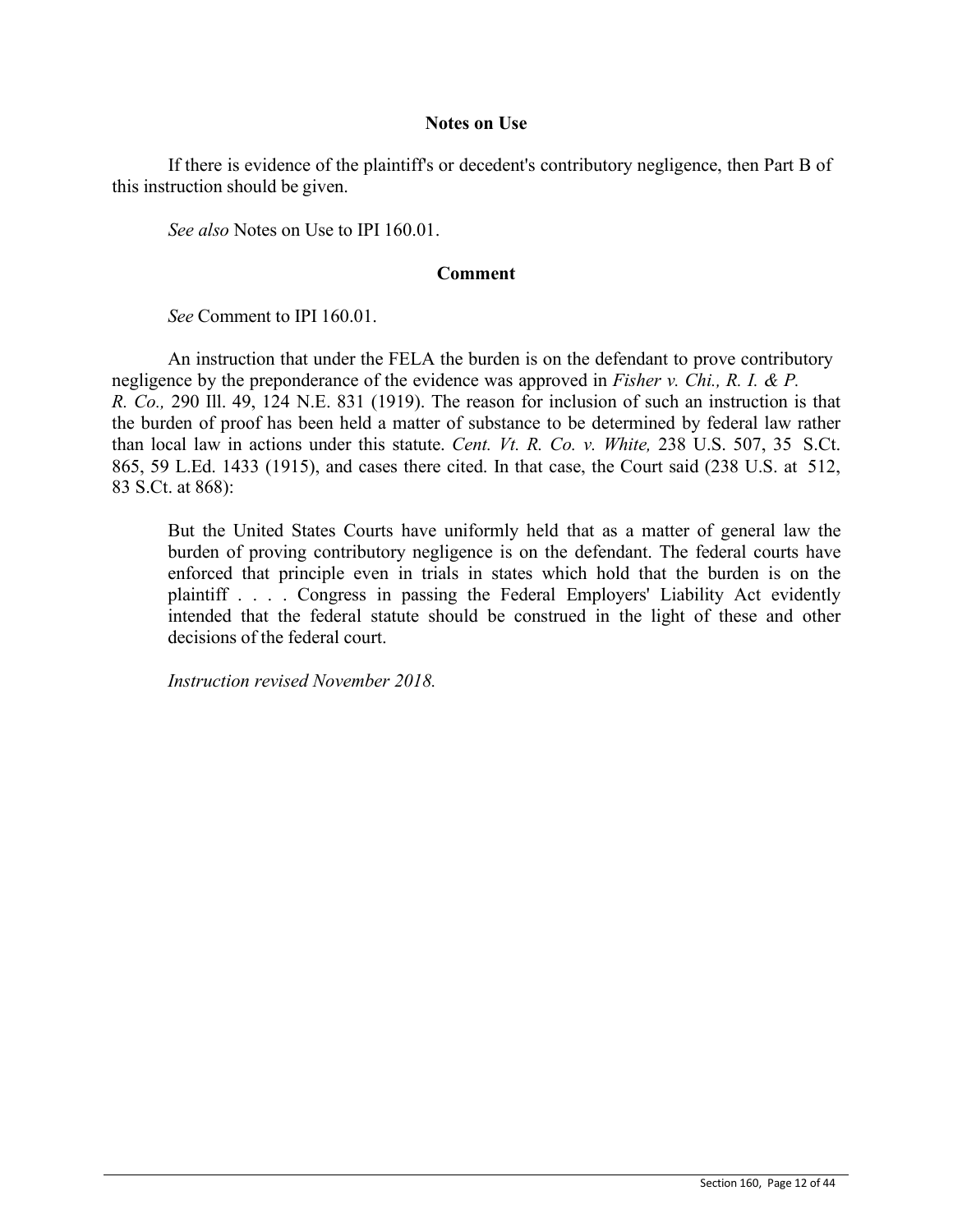**Notes on Use**

If there is evidence of the plaintiff's or decedent's contributory negligence, then Part B of this instruction should be given.

*See also* Notes on Use to IPI 160.01.

**Comment**

*See* Comment to IPI 160.01.

An instruction that under the FELA the burden is on the defendant to prove contributory negligence by the preponderance of the evidence was approved in *Fisher v. Chi., R. I. & P. R. Co.,* 290 Ill. 49, 124 N.E. 831 (1919). The reason for inclusion of such an instruction is that the burden of proof has been held a matter of substance to be determined by federal law rather than local law in actions under this statute. *Cent. Vt. R. Co. v. White,* 238 U.S. 507, 35 S.Ct. 865, 59 L.Ed. 1433 (1915), and cases there cited. In that case, the Court said (238 U.S. at 512, 83 S.Ct. at 868):

> But the United States Courts have uniformly held that as a matter of general law the burden of proving contributory negligence is on the defendant. The federal courts have enforced that principle even in trials in states which hold that the burden is on the plaintiff . . . . Congress in passing the Federal Employers' Liability Act evidently intended that the federal statute should be construed in the light of these and other decisions of the federal court.

*Instruction revised November 2018.*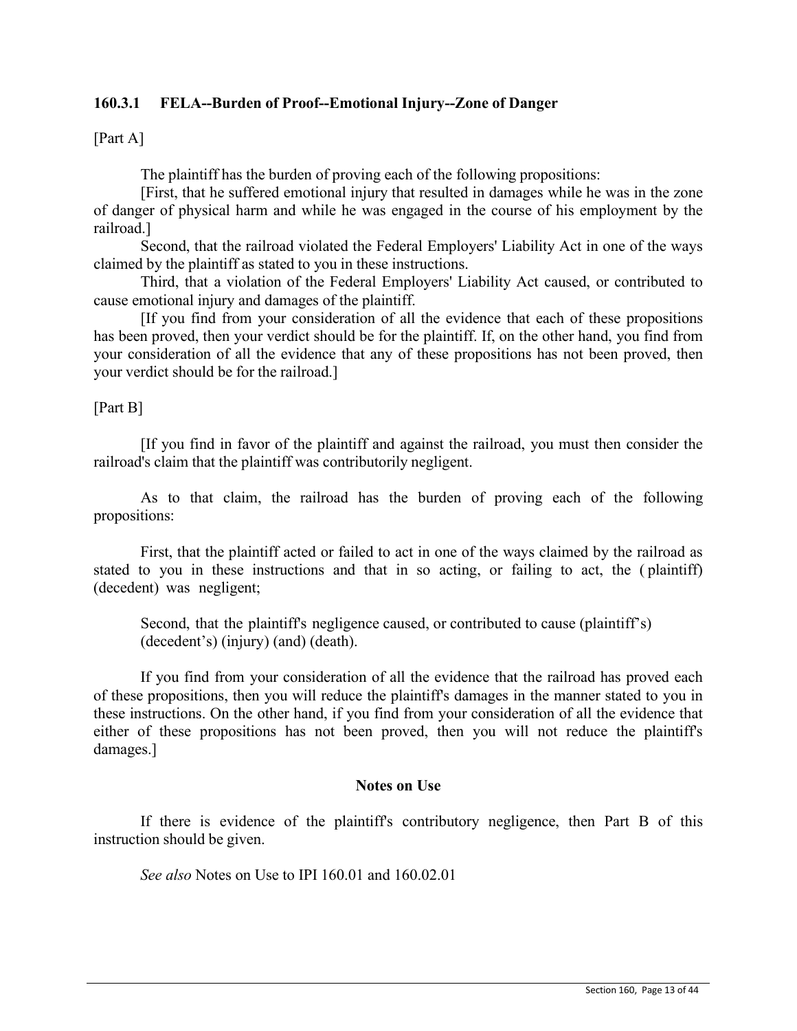### 160.3.1 FELA--Burden of Proof--Emotional Injury--Zone of Danger

[Part A]

The plaintiff has the burden of proving each of the following propositions:

[First, that he suffered emotional injury that resulted in damages while he was in the zone of danger of physical harm and while he was engaged in the course of his employment by the railroad.]

Second, that the railroad violated the Federal Employers' Liability Act in one of the ways claimed by the plaintiff as stated to you in these instructions.

Third, that a violation of the Federal Employers' Liability Act caused, or contributed to cause emotional injury and damages of the plaintiff.

[If you find from your consideration of all the evidence that each of these propositions has been proved, then your verdict should be for the plaintiff. If, on the other hand, you find from your consideration of all the evidence that any of these propositions has not been proved, then your verdict should be for the railroad.]

[Part B]

[If you find in favor of the plaintiff and against the railroad, you must then consider the railroad's claim that the plaintiff was contributorily negligent.

As to that claim, the railroad has the burden of proving each of the following propositions:

First, that the plaintiff acted or failed to act in one of the ways claimed by the railroad as stated to you in these instructions and that in so acting, or failing to act, the (plaintiff) (decedent) was negligent;

Second, that the plaintiff's negligence caused, or contributed to cause (plaintiff's) (decedent's) (injury) (and) (death).

If you find from your consideration of all the evidence that the railroad has proved each of these propositions, then you will reduce the plaintiff's damages in the manner stated to you in these instructions. On the other hand, if you find from your consideration of all the evidence that either of these propositions has not been proved, then you will not reduce the plaintiff's damages.]

#### Notes on Use

If there is evidence of the plaintiff's contributory negligence, then Part B of this instruction should be given.

*See also* Notes on Use to IPI 160.01 and 160.02.01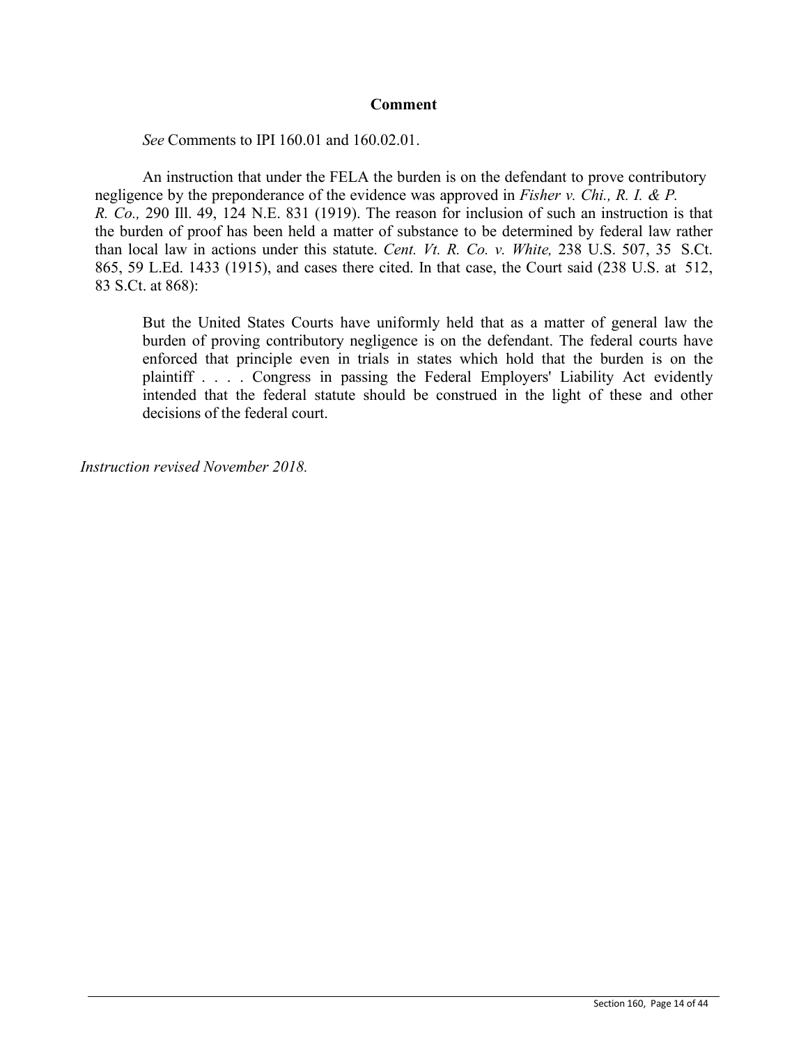**Comment**

*See* Comments to IPI 160.01 and 160.02.01.

An instruction that under the FELA the burden is on the defendant to prove contributory negligence by the preponderance of the evidence was approved in *Fisher v. Chi., R. I. & P. R. Co.,* 290 Ill. 49, 124 N.E. 831 (1919). The reason for inclusion of such an instruction is that the burden of proof has been held a matter of substance to be determined by federal law rather than local law in actions under this statute. *Cent. Vt. R. Co. v. White,* 238 U.S. 507, 35 S.Ct. 865, 59 L.Ed. 1433 (1915), and cases there cited. In that case, the Court said (238 U.S. at 512, 83 S.Ct. at 868):

> But the United States Courts have uniformly held that as a matter of general law the burden of proving contributory negligence is on the defendant. The federal courts have enforced that principle even in trials in states which hold that the burden is on the plaintiff . . . . Congress in passing the Federal Employers' Liability Act evidently intended that the federal statute should be construed in the light of these and other decisions of the federal court.

*Instruction revised November 2018.*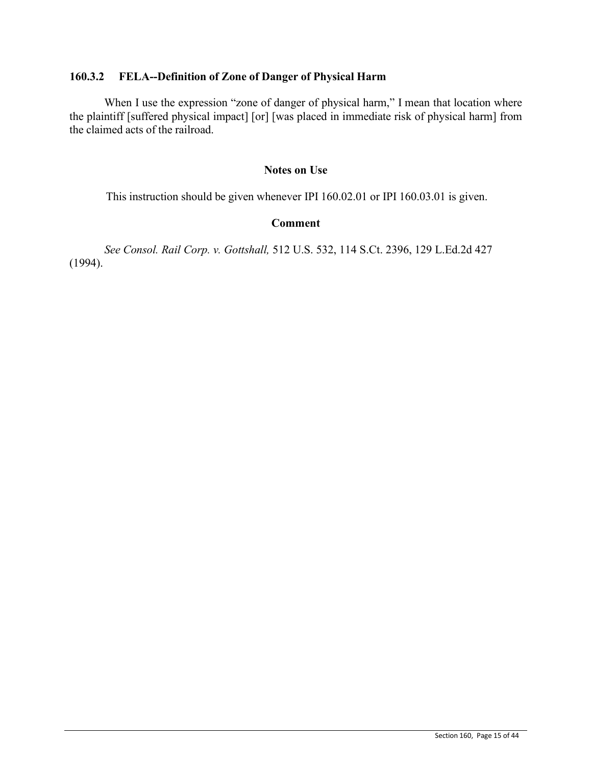### 160.3.2 FELA--Definition of Zone of Danger of Physical Harm

When I use the expression "zone of danger of physical harm," I mean that location where the plaintiff [suffered physical impact] [or] [was placed in immediate risk of physical harm] from the claimed acts of the railroad.

#### Notes on Use

This instruction should be given whenever IPI 160.02.01 or IPI 160.03.01 is given.

#### Comment

*See Consol. Rail Corp. v. Gottshall,* 512 U.S. 532, 114 S.Ct. 2396, 129 L.Ed.2d 427 (1994).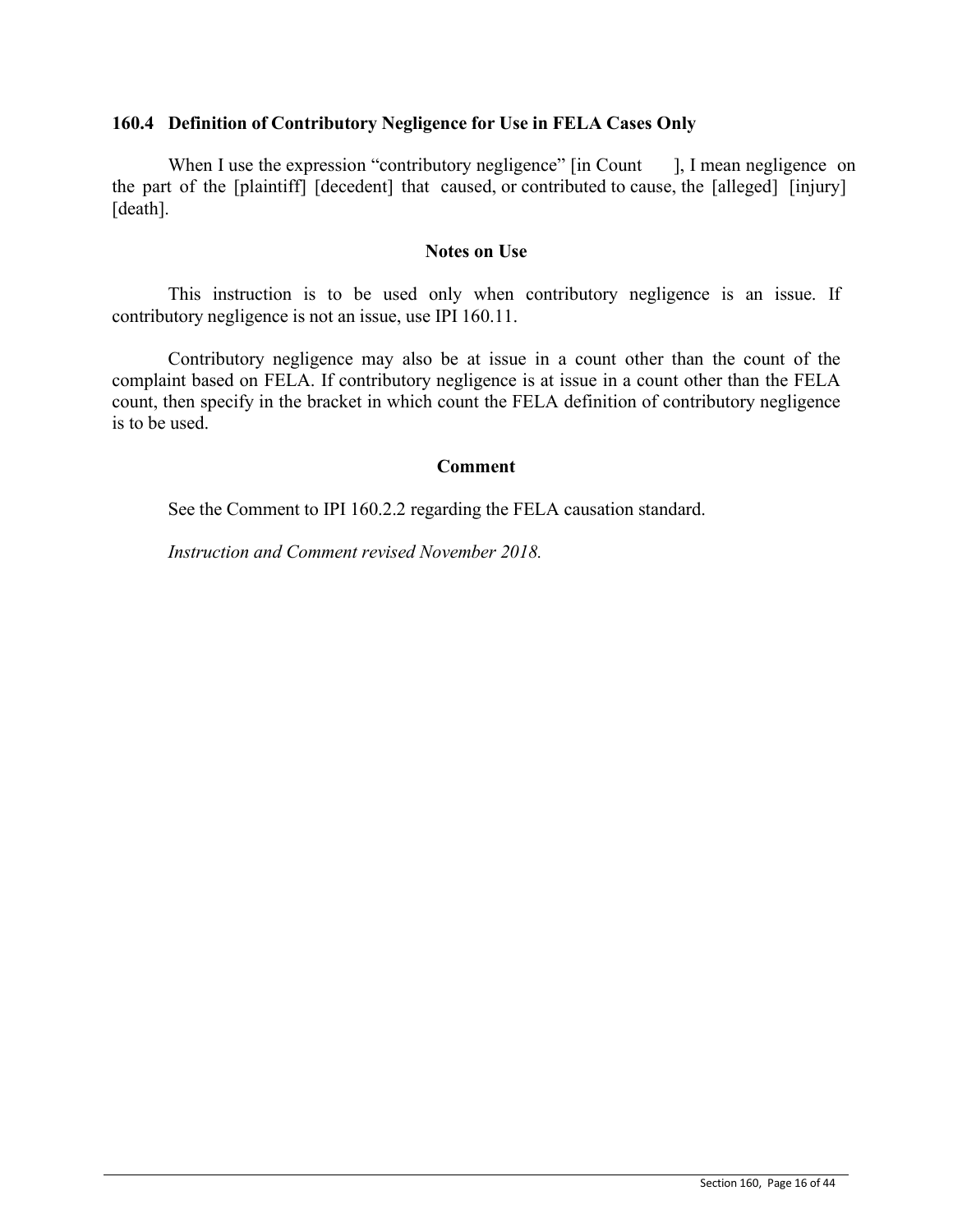### 160.4 Definition of Contributory Negligence for Use in FELA Cases Only

When I use the expression "contributory negligence" [in Count ], I mean negligence on the part of the [plaintiff] [decedent] that caused, or contributed to cause, the [alleged] [injury] [death].

#### Notes on Use

This instruction is to be used only when contributory negligence is an issue. If contributory negligence is not an issue, use IPI 160.11.

Contributory negligence may also be at issue in a count other than the count of the complaint based on FELA. If contributory negligence is at issue in a count other than the FELA count, then specify in the bracket in which count the FELA definition of contributory negligence is to be used.

#### Comment

See the Comment to IPI 160.2.2 regarding the FELA causation standard.

*Instruction and Comment revised November 2018.*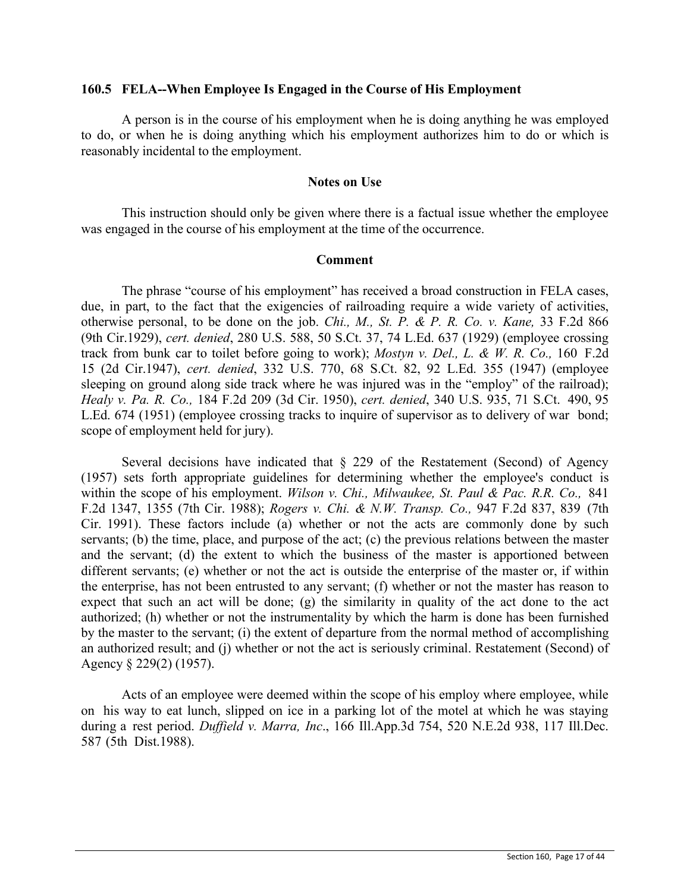## 160.5 FELA--When Employee Is Engaged in the Course of His Employment

A person is in the course of his employment when he is doing anything he was employed to do, or when he is doing anything which his employment authorizes him to do or which is reasonably incidental to the employment.

### Notes on Use

This instruction should only be given where there is a factual issue whether the employee was engaged in the course of his employment at the time of the occurrence.

### Comment

The phrase "course of his employment" has received a broad construction in FELA cases, due, in part, to the fact that the exigencies of railroading require a wide variety of activities, otherwise personal, to be done on the job. *Chi., M., St. P. & P. R. Co. v. Kane,* 33 F.2d 866 (9th Cir.1929), *cert. denied*, 280 U.S. 588, 50 S.Ct. 37, 74 L.Ed. 637 (1929) (employee crossing track from bunk car to toilet before going to work); *Mostyn v. Del., L. & W. R. Co.,* 160 F.2d 15 (2d Cir.1947), *cert. denied*, 332 U.S. 770, 68 S.Ct. 82, 92 L.Ed. 355 (1947) (employee sleeping on ground along side track where he was injured was in the "employ" of the railroad); *Healy v. Pa. R. Co.,* 184 F.2d 209 (3d Cir. 1950), *cert. denied*, 340 U.S. 935, 71 S.Ct. 490, 95 L.Ed. 674 (1951) (employee crossing tracks to inquire of supervisor as to delivery of war bond; scope of employment held for jury).

Several decisions have indicated that § 229 of the Restatement (Second) of Agency (1957) sets forth appropriate guidelines for determining whether the employee's conduct is within the scope of his employment. *Wilson v. Chi., Milwaukee, St. Paul & Pac. R.R. Co.,* 841 F.2d 1347, 1355 (7th Cir. 1988); *Rogers v. Chi. & N.W. Transp. Co.,* 947 F.2d 837, 839 (7th Cir. 1991). These factors include (a) whether or not the acts are commonly done by such servants; (b) the time, place, and purpose of the act; (c) the previous relations between the master and the servant; (d) the extent to which the business of the master is apportioned between different servants; (e) whether or not the act is outside the enterprise of the master or, if within the enterprise, has not been entrusted to any servant; (f) whether or not the master has reason to expect that such an act will be done; (g) the similarity in quality of the act done to the act authorized; (h) whether or not the instrumentality by which the harm is done has been furnished by the master to the servant; (i) the extent of departure from the normal method of accomplishing an authorized result; and (j) whether or not the act is seriously criminal. Restatement (Second) of Agency § 229(2) (1957).

Acts of an employee were deemed within the scope of his employ where employee, while on his way to eat lunch, slipped on ice in a parking lot of the motel at which he was staying during a rest period. *Duffield v. Marra, Inc*., 166 Ill.App.3d 754, 520 N.E.2d 938, 117 Ill.Dec. 587 (5th Dist.1988).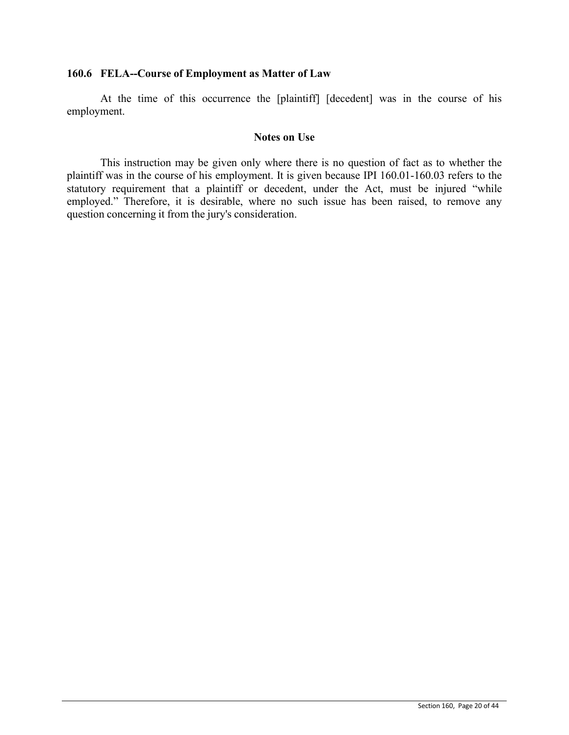### 160.6 FELA--Course of Employment as Matter of Law

At the time of this occurrence the [plaintiff] [decedent] was in the course of his employment.

#### Notes on Use

This instruction may be given only where there is no question of fact as to whether the plaintiff was in the course of his employment. It is given because IPI 160.01-160.03 refers to the statutory requirement that a plaintiff or decedent, under the Act, must be injured "while employed." Therefore, it is desirable, where no such issue has been raised, to remove any question concerning it from the jury's consideration.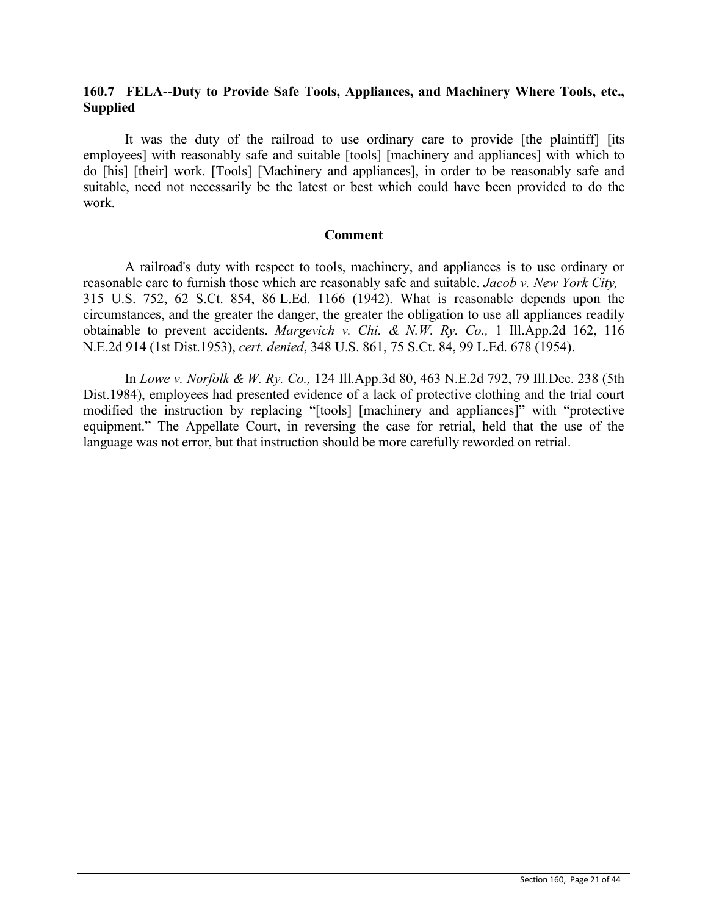### 160.7 FELA--Duty to Provide Safe Tools, Appliances, and Machinery Where Tools, etc., Supplied

It was the duty of the railroad to use ordinary care to provide [the plaintiff] [its employees] with reasonably safe and suitable [tools] [machinery and appliances] with which to do [his] [their] work. [Tools] [Machinery and appliances], in order to be reasonably safe and suitable, need not necessarily be the latest or best which could have been provided to do the work.

#### Comment

A railroad's duty with respect to tools, machinery, and appliances is to use ordinary or reasonable care to furnish those which are reasonably safe and suitable. *Jacob v. New York City,* 315 U.S. 752, 62 S.Ct. 854, 86 L.Ed. 1166 (1942). What is reasonable depends upon the circumstances, and the greater the danger, the greater the obligation to use all appliances readily obtainable to prevent accidents. *Margevich v. Chi. & N.W. Ry. Co.,* 1 Ill.App.2d 162, 116 N.E.2d 914 (1st Dist.1953), *cert. denied*, 348 U.S. 861, 75 S.Ct. 84, 99 L.Ed. 678 (1954).

In *Lowe v. Norfolk & W. Ry. Co.,* 124 Ill.App.3d 80, 463 N.E.2d 792, 79 Ill.Dec. 238 (5th Dist.1984), employees had presented evidence of a lack of protective clothing and the trial court modified the instruction by replacing "[tools] [machinery and appliances]" with "protective equipment." The Appellate Court, in reversing the case for retrial, held that the use of the language was not error, but that instruction should be more carefully reworded on retrial.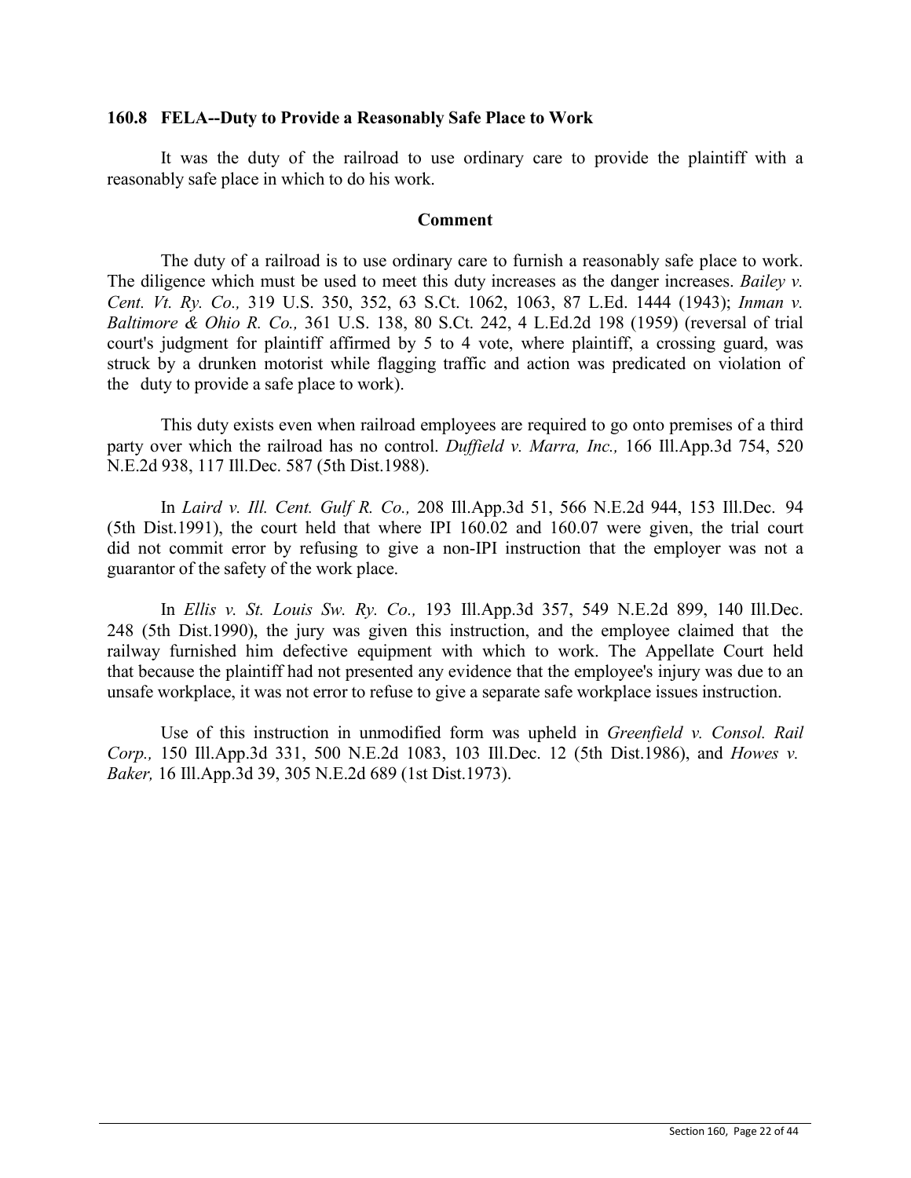### 160.8 FELA--Duty to Provide a Reasonably Safe Place to Work

It was the duty of the railroad to use ordinary care to provide the plaintiff with a reasonably safe place in which to do his work.

#### Comment

The duty of a railroad is to use ordinary care to furnish a reasonably safe place to work. The diligence which must be used to meet this duty increases as the danger increases. *Bailey v. Cent. Vt. Ry. Co.,* 319 U.S. 350, 352, 63 S.Ct. 1062, 1063, 87 L.Ed. 1444 (1943); *Inman v. Baltimore & Ohio R. Co.,* 361 U.S. 138, 80 S.Ct. 242, 4 L.Ed.2d 198 (1959) (reversal of trial court's judgment for plaintiff affirmed by 5 to 4 vote, where plaintiff, a crossing guard, was struck by a drunken motorist while flagging traffic and action was predicated on violation of the duty to provide a safe place to work).

This duty exists even when railroad employees are required to go onto premises of a third party over which the railroad has no control. *Duffield v. Marra, Inc.,* 166 Ill.App.3d 754, 520 N.E.2d 938, 117 Ill.Dec. 587 (5th Dist.1988).

In *Laird v. Ill. Cent. Gulf R. Co.,* 208 Ill.App.3d 51, 566 N.E.2d 944, 153 Ill.Dec. 94 (5th Dist.1991), the court held that where IPI 160.02 and 160.07 were given, the trial court did not commit error by refusing to give a non-IPI instruction that the employer was not a guarantor of the safety of the work place.

In *Ellis v. St. Louis Sw. Ry. Co.,* 193 Ill.App.3d 357, 549 N.E.2d 899, 140 Ill.Dec. 248 (5th Dist.1990), the jury was given this instruction, and the employee claimed that the railway furnished him defective equipment with which to work. The Appellate Court held that because the plaintiff had not presented any evidence that the employee's injury was due to an unsafe workplace, it was not error to refuse to give a separate safe workplace issues instruction.

Use of this instruction in unmodified form was upheld in *Greenfield v. Consol. Rail Corp.,* 150 Ill.App.3d 331, 500 N.E.2d 1083, 103 Ill.Dec. 12 (5th Dist.1986), and *Howes v. Baker,* 16 Ill.App.3d 39, 305 N.E.2d 689 (1st Dist.1973).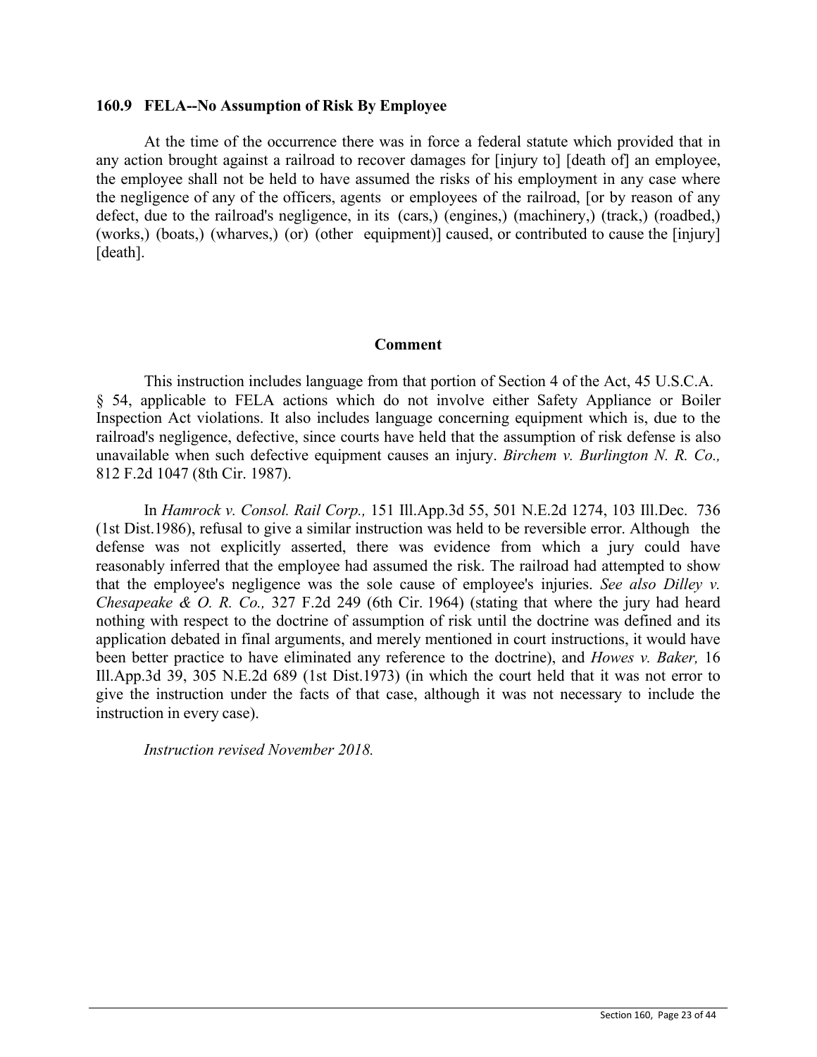### 160.9 FELA--No Assumption of Risk By Employee

At the time of the occurrence there was in force a federal statute which provided that in any action brought against a railroad to recover damages for [injury to] [death of] an employee, the employee shall not be held to have assumed the risks of his employment in any case where the negligence of any of the officers, agents or employees of the railroad, [or by reason of any defect, due to the railroad's negligence, in its (cars,) (engines,) (machinery,) (track,) (roadbed,) (works,) (boats,) (wharves,) (or) (other equipment)] caused, or contributed to cause the [injury] [death].

#### Comment

This instruction includes language from that portion of Section 4 of the Act, 45 U.S.C.A. § 54, applicable to FELA actions which do not involve either Safety Appliance or Boiler Inspection Act violations. It also includes language concerning equipment which is, due to the railroad's negligence, defective, since courts have held that the assumption of risk defense is also unavailable when such defective equipment causes an injury. *Birchem v. Burlington N. R. Co.,* 812 F.2d 1047 (8th Cir. 1987).

In *Hamrock v. Consol. Rail Corp.,* 151 Ill.App.3d 55, 501 N.E.2d 1274, 103 Ill.Dec. 736 (1st Dist.1986), refusal to give a similar instruction was held to be reversible error. Although the defense was not explicitly asserted, there was evidence from which a jury could have reasonably inferred that the employee had assumed the risk. The railroad had attempted to show that the employee's negligence was the sole cause of employee's injuries. *See also Dilley v. Chesapeake & O. R. Co.,* 327 F.2d 249 (6th Cir. 1964) (stating that where the jury had heard nothing with respect to the doctrine of assumption of risk until the doctrine was defined and its application debated in final arguments, and merely mentioned in court instructions, it would have been better practice to have eliminated any reference to the doctrine), and *Howes v. Baker,* 16 Ill.App.3d 39, 305 N.E.2d 689 (1st Dist.1973) (in which the court held that it was not error to give the instruction under the facts of that case, although it was not necessary to include the instruction in every case).

*Instruction revised November 2018.*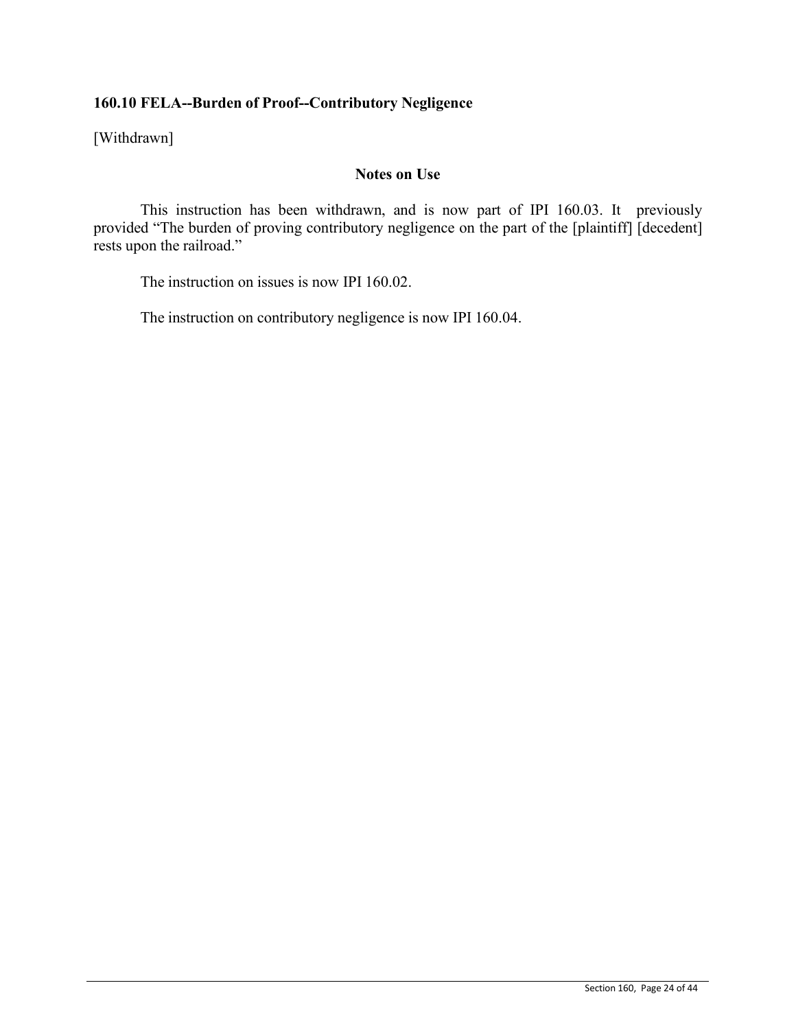### 160.10 FELA--Burden of Proof--Contributory Negligence

[Withdrawn]

**Notes on Use**

This instruction has been withdrawn, and is now part of IPI 160.03. It previously provided "The burden of proving contributory negligence on the part of the [plaintiff] [decedent] rests upon the railroad."

The instruction on issues is now IPI 160.02.

The instruction on contributory negligence is now IPI 160.04.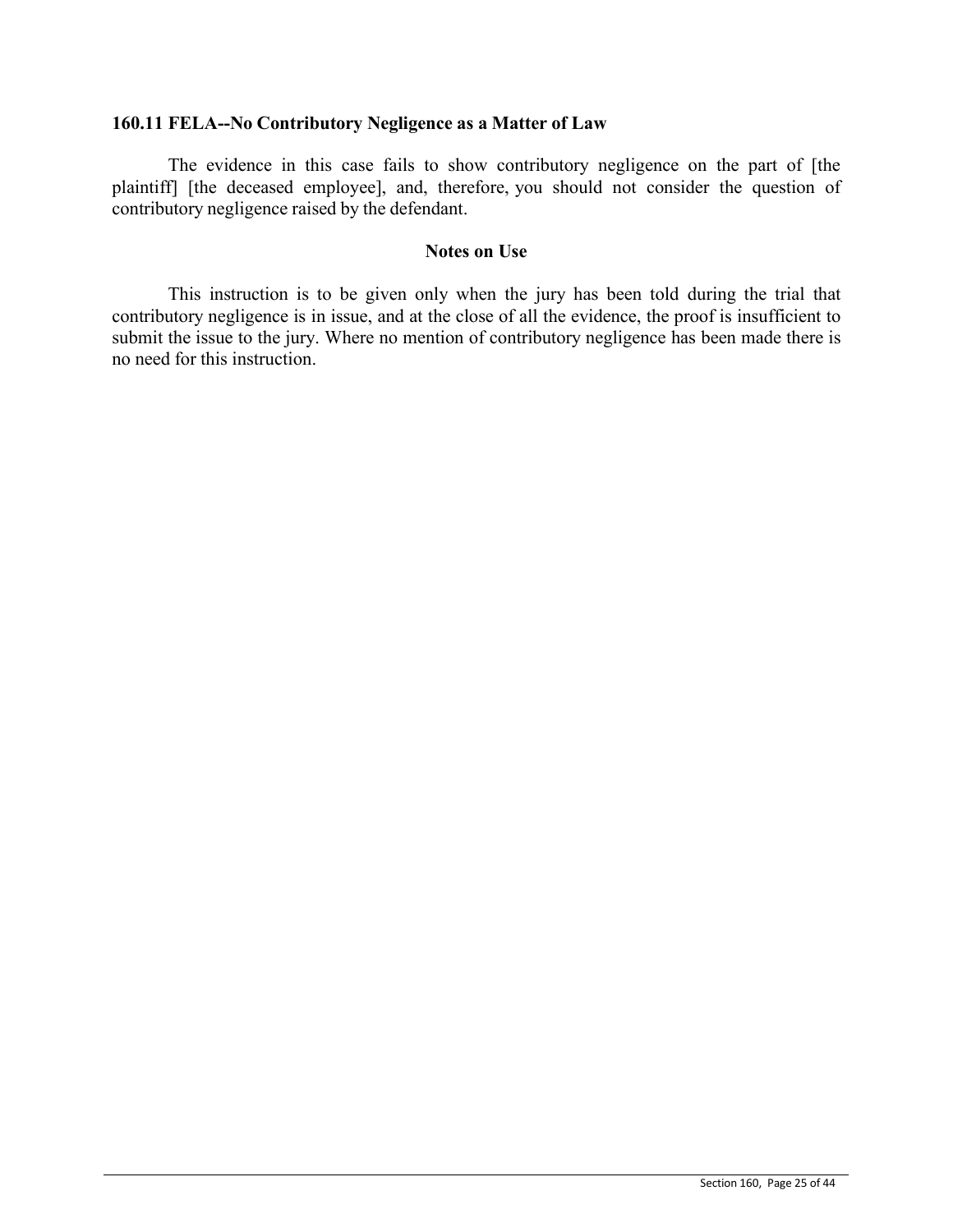### 160.11 FELA--No Contributory Negligence as a Matter of Law

The evidence in this case fails to show contributory negligence on the part of [the plaintiff] [the deceased employee], and, therefore, you should not consider the question of contributory negligence raised by the defendant.

#### Notes on Use

This instruction is to be given only when the jury has been told during the trial that contributory negligence is in issue, and at the close of all the evidence, the proof is insufficient to submit the issue to the jury. Where no mention of contributory negligence has been made there is no need for this instruction.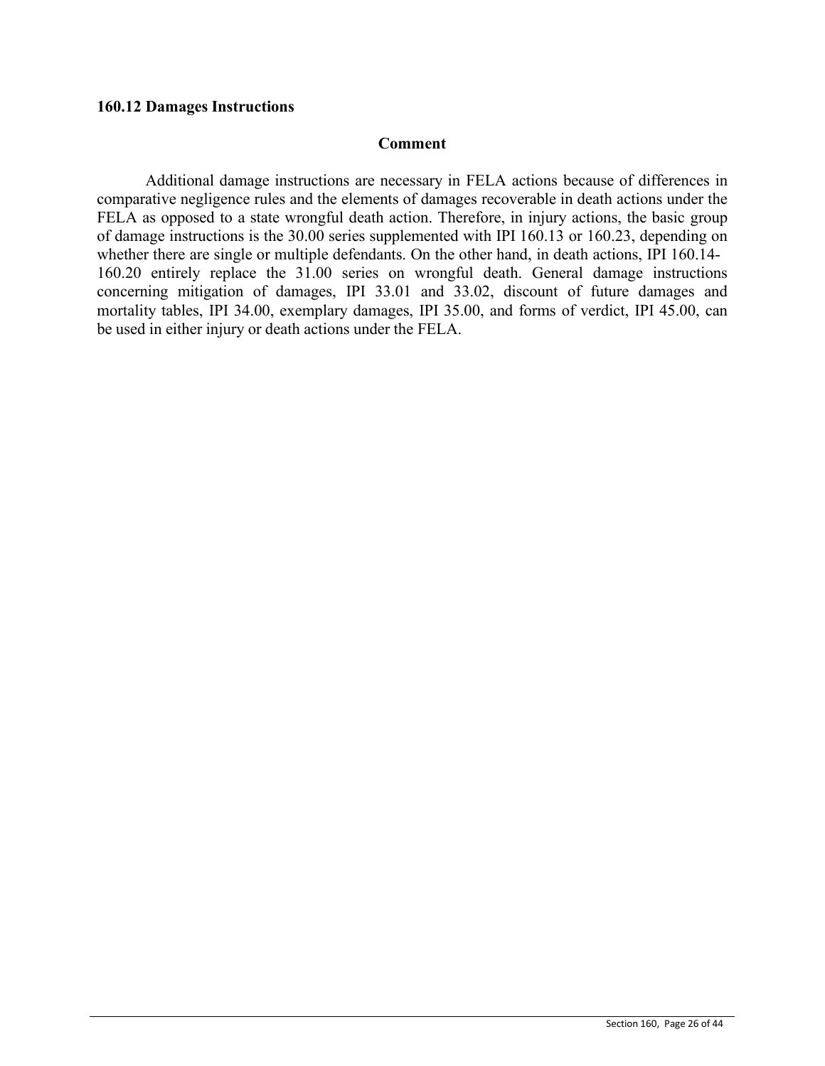### 160.12 Damages Instructions

**Comment**

Additional damage instructions are necessary in FELA actions because of differences in comparative negligence rules and the elements of damages recoverable in death actions under the FELA as opposed to a state wrongful death action. Therefore, in injury actions, the basic group of damage instructions is the 30.00 series supplemented with IPI 160.13 or 160.23, depending on whether there are single or multiple defendants. On the other hand, in death actions, IPI 160.14-160.20 entirely replace the 31.00 series on wrongful death. General damage instructions concerning mitigation of damages, IPI 33.01 and 33.02, discount of future damages and mortality tables, IPI 34.00, exemplary damages, IPI 35.00, and forms of verdict, IPI 45.00, can be used in either injury or death actions under the FELA.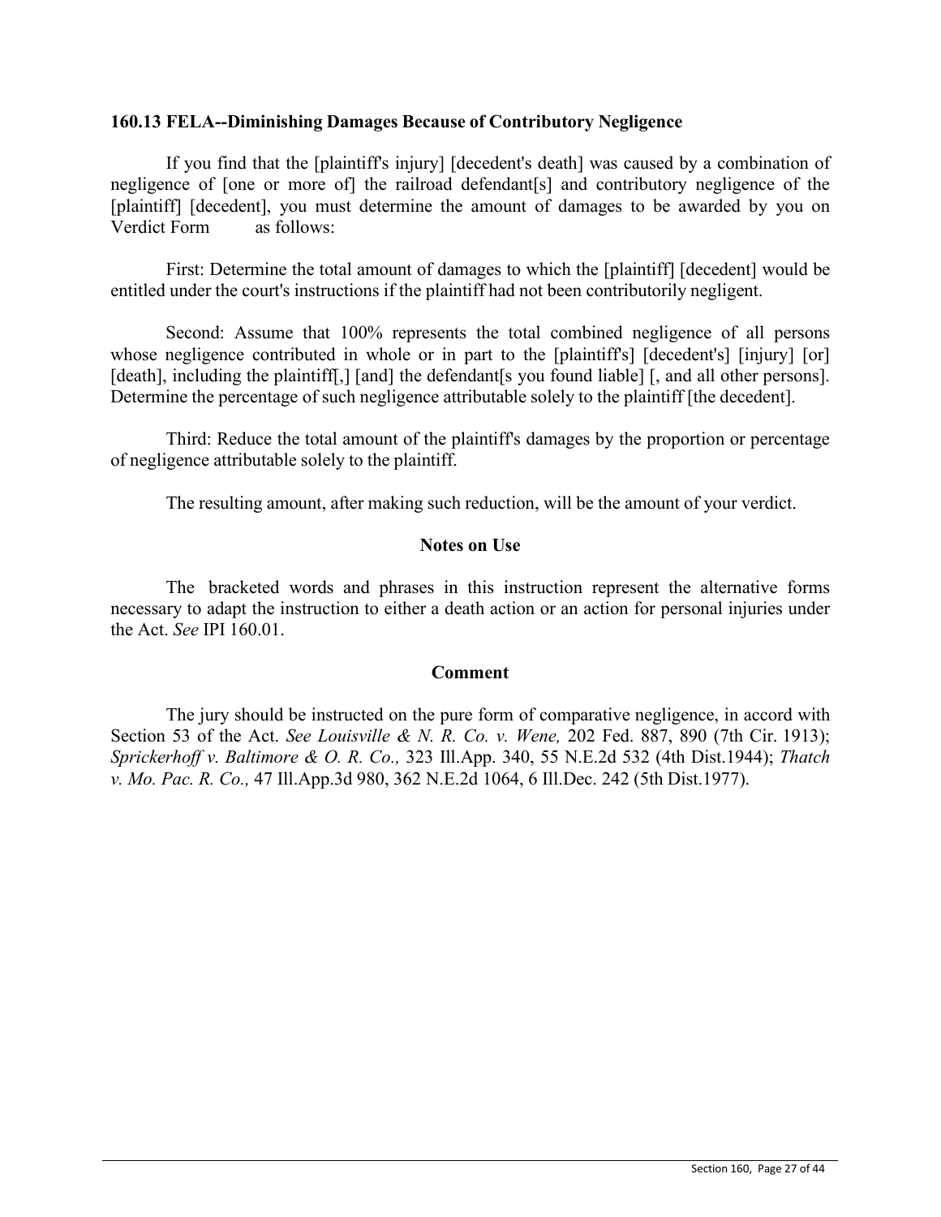### 160.13 FELA--Diminishing Damages Because of Contributory Negligence

If you find that the [plaintiff's injury] [decedent's death] was caused by a combination of negligence of [one or more of] the railroad defendant[s] and contributory negligence of the [plaintiff] [decedent], you must determine the amount of damages to be awarded by you on Verdict Form ______ as follows:

First: Determine the total amount of damages to which the [plaintiff] [decedent] would be entitled under the court's instructions if the plaintiff had not been contributorily negligent.

Second: Assume that 100% represents the total combined negligence of all persons whose negligence contributed in whole or in part to the [plaintiff's] [decedent's] [injury] [or] [death], including the plaintiff[,] [and] the defendant[s you found liable] [, and all other persons]. Determine the percentage of such negligence attributable solely to the plaintiff [the decedent].

Third: Reduce the total amount of the plaintiff's damages by the proportion or percentage of negligence attributable solely to the plaintiff.

The resulting amount, after making such reduction, will be the amount of your verdict.

#### Notes on Use

The bracketed words and phrases in this instruction represent the alternative forms necessary to adapt the instruction to either a death action or an action for personal injuries under the Act. *See* IPI 160.01.

#### Comment

The jury should be instructed on the pure form of comparative negligence, in accord with Section 53 of the Act. *See Louisville & N. R. Co. v. Wene,* 202 Fed. 887, 890 (7th Cir. 1913); *Sprickerhoff v. Baltimore & O. R. Co.,* 323 Ill.App. 340, 55 N.E.2d 532 (4th Dist.1944); *Thatch v. Mo. Pac. R. Co.,* 47 Ill.App.3d 980, 362 N.E.2d 1064, 6 Ill.Dec. 242 (5th Dist.1977).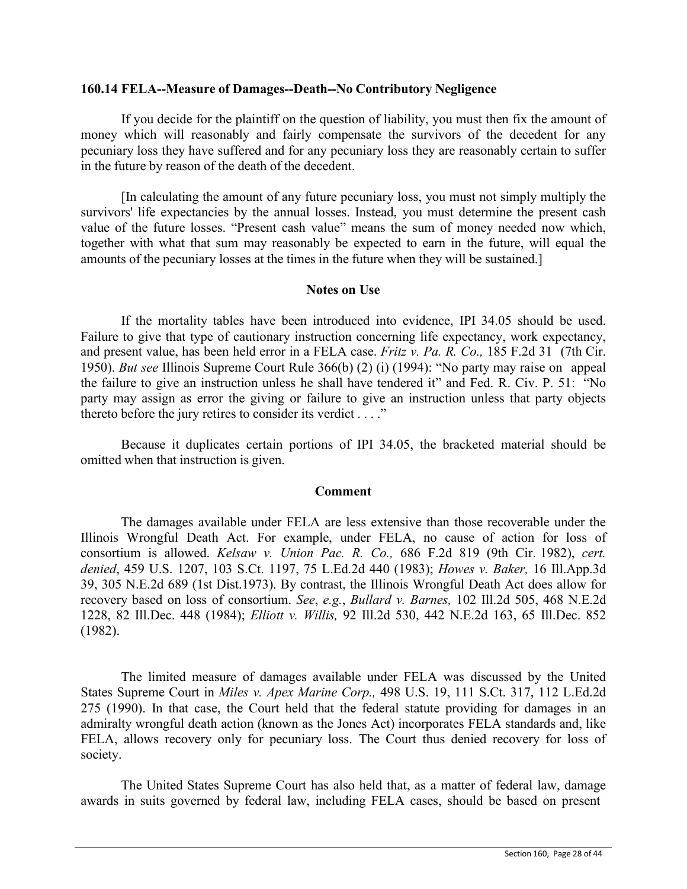### 160.14 FELA--Measure of Damages--Death--No Contributory Negligence

If you decide for the plaintiff on the question of liability, you must then fix the amount of money which will reasonably and fairly compensate the survivors of the decedent for any pecuniary loss they have suffered and for any pecuniary loss they are reasonably certain to suffer in the future by reason of the death of the decedent.

[In calculating the amount of any future pecuniary loss, you must not simply multiply the survivors' life expectancies by the annual losses. Instead, you must determine the present cash value of the future losses. "Present cash value" means the sum of money needed now which, together with what that sum may reasonably be expected to earn in the future, will equal the amounts of the pecuniary losses at the times in the future when they will be sustained.]

#### Notes on Use

If the mortality tables have been introduced into evidence, IPI 34.05 should be used. Failure to give that type of cautionary instruction concerning life expectancy, work expectancy, and present value, has been held error in a FELA case. *Fritz v. Pa. R. Co.,* 185 F.2d 31 (7th Cir. 1950). *But see* Illinois Supreme Court Rule 366(b) (2) (i) (1994): "No party may raise on appeal the failure to give an instruction unless he shall have tendered it" and Fed. R. Civ. P. 51: "No party may assign as error the giving or failure to give an instruction unless that party objects thereto before the jury retires to consider its verdict . . . ."

Because it duplicates certain portions of IPI 34.05, the bracketed material should be omitted when that instruction is given.

#### Comment

The damages available under FELA are less extensive than those recoverable under the Illinois Wrongful Death Act. For example, under FELA, no cause of action for loss of consortium is allowed. *Kelsaw v. Union Pac. R. Co.,* 686 F.2d 819 (9th Cir. 1982), *cert. denied*, 459 U.S. 1207, 103 S.Ct. 1197, 75 L.Ed.2d 440 (1983); *Howes v. Baker,* 16 Ill.App.3d 39, 305 N.E.2d 689 (1st Dist.1973). By contrast, the Illinois Wrongful Death Act does allow for recovery based on loss of consortium. *See*, *e.g.*, *Bullard v. Barnes,* 102 Ill.2d 505, 468 N.E.2d 1228, 82 Ill.Dec. 448 (1984); *Elliott v. Willis,* 92 Ill.2d 530, 442 N.E.2d 163, 65 Ill.Dec. 852 (1982).

The limited measure of damages available under FELA was discussed by the United States Supreme Court in *Miles v. Apex Marine Corp.,* 498 U.S. 19, 111 S.Ct. 317, 112 L.Ed.2d 275 (1990). In that case, the Court held that the federal statute providing for damages in an admiralty wrongful death action (known as the Jones Act) incorporates FELA standards and, like FELA, allows recovery only for pecuniary loss. The Court thus denied recovery for loss of society.

The United States Supreme Court has also held that, as a matter of federal law, damage awards in suits governed by federal law, including FELA cases, should be based on present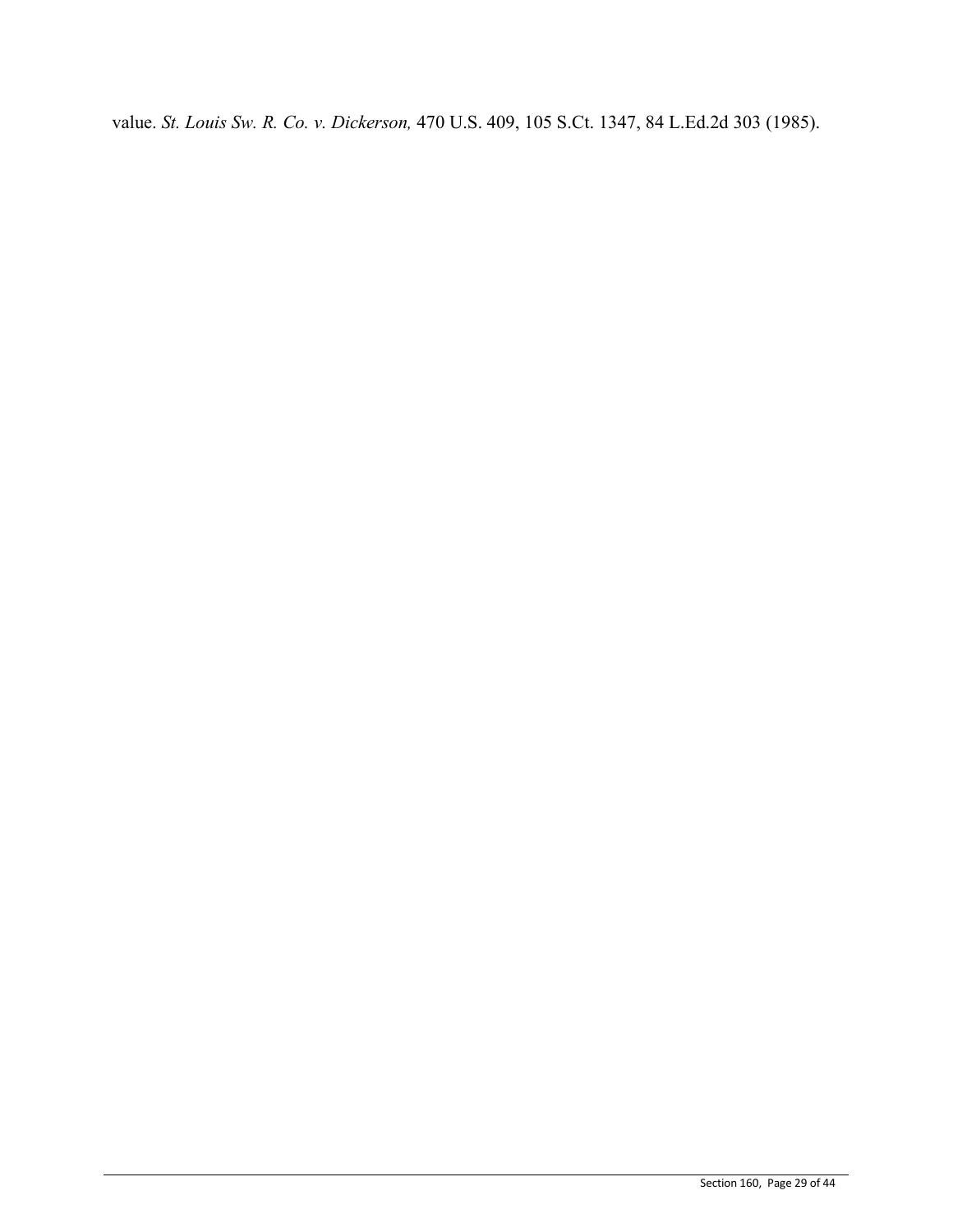value. *St. Louis Sw. R. Co. v. Dickerson,* 470 U.S. 409, 105 S.Ct. 1347, 84 L.Ed.2d 303 (1985).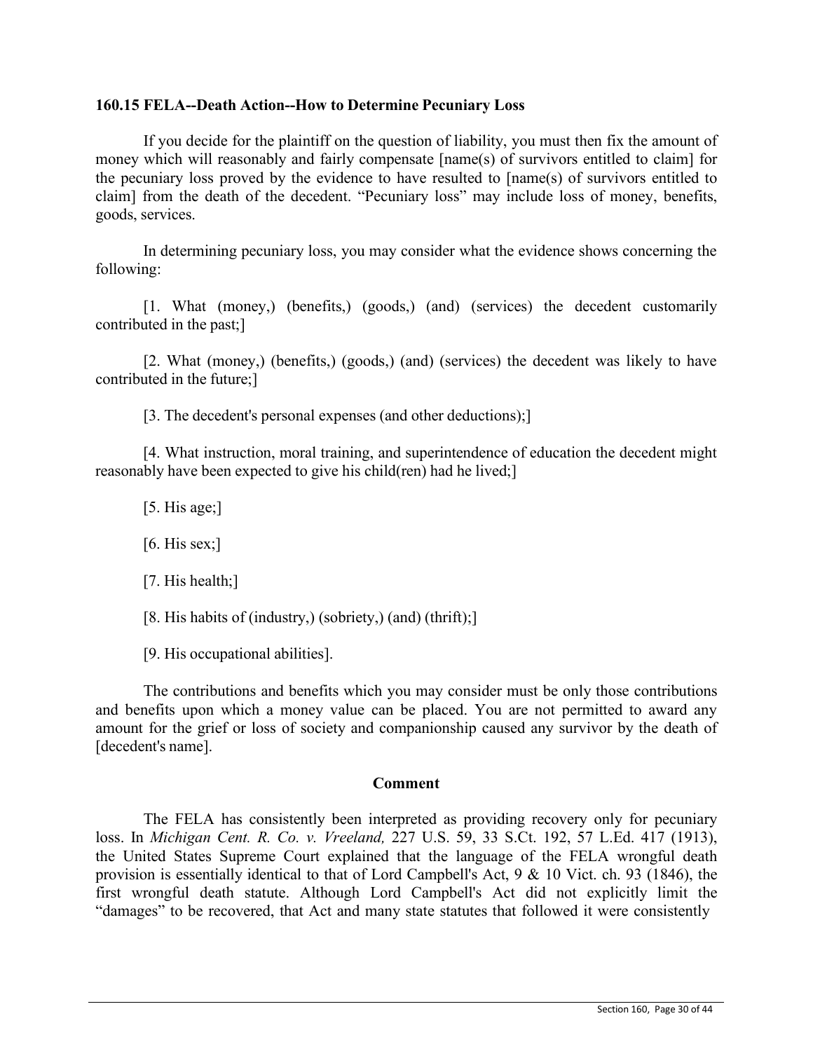### 160.15 FELA--Death Action--How to Determine Pecuniary Loss

If you decide for the plaintiff on the question of liability, you must then fix the amount of money which will reasonably and fairly compensate [name(s) of survivors entitled to claim] for the pecuniary loss proved by the evidence to have resulted to [name(s) of survivors entitled to claim] from the death of the decedent. "Pecuniary loss" may include loss of money, benefits, goods, services.

In determining pecuniary loss, you may consider what the evidence shows concerning the following:

[1. What (money,) (benefits,) (goods,) (and) (services) the decedent customarily contributed in the past;]

[2. What (money,) (benefits,) (goods,) (and) (services) the decedent was likely to have contributed in the future;]

[3. The decedent's personal expenses (and other deductions);]

[4. What instruction, moral training, and superintendence of education the decedent might reasonably have been expected to give his child(ren) had he lived;]

[5. His age;]

[6. His sex;]

[7. His health;]

[8. His habits of (industry,) (sobriety,) (and) (thrift);]

[9. His occupational abilities].

The contributions and benefits which you may consider must be only those contributions and benefits upon which a money value can be placed. You are not permitted to award any amount for the grief or loss of society and companionship caused any survivor by the death of [decedent's name].

#### Comment

The FELA has consistently been interpreted as providing recovery only for pecuniary loss. In *Michigan Cent. R. Co. v. Vreeland,* 227 U.S. 59, 33 S.Ct. 192, 57 L.Ed. 417 (1913), the United States Supreme Court explained that the language of the FELA wrongful death provision is essentially identical to that of Lord Campbell's Act, 9 & 10 Vict. ch. 93 (1846), the first wrongful death statute. Although Lord Campbell's Act did not explicitly limit the "damages" to be recovered, that Act and many state statutes that followed it were consistently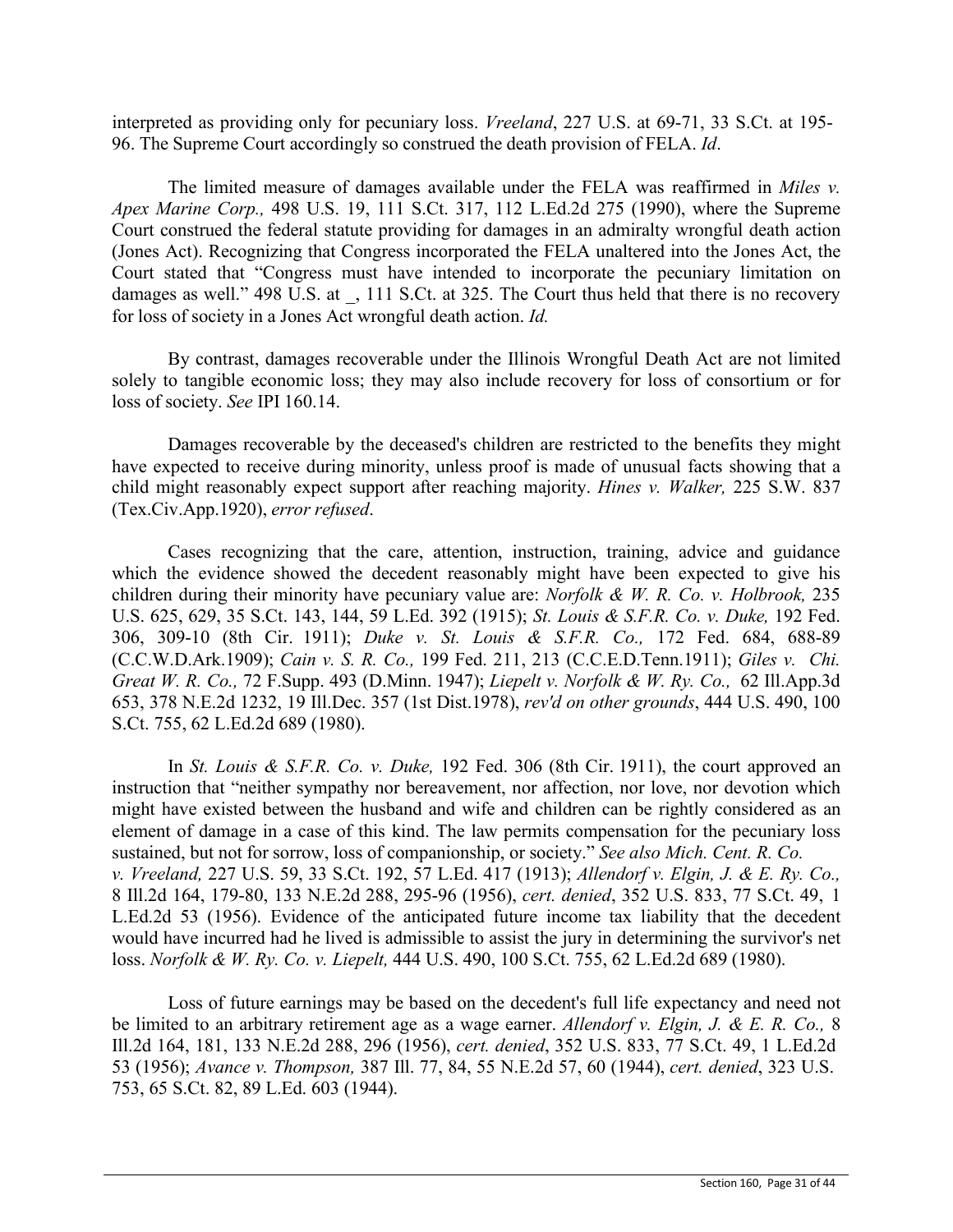interpreted as providing only for pecuniary loss. *Vreeland*, 227 U.S. at 69-71, 33 S.Ct. at 195-96. The Supreme Court accordingly so construed the death provision of FELA. *Id*.

The limited measure of damages available under the FELA was reaffirmed in *Miles v. Apex Marine Corp.,* 498 U.S. 19, 111 S.Ct. 317, 112 L.Ed.2d 275 (1990), where the Supreme Court construed the federal statute providing for damages in an admiralty wrongful death action (Jones Act). Recognizing that Congress incorporated the FELA unaltered into the Jones Act, the Court stated that "Congress must have intended to incorporate the pecuniary limitation on damages as well." 498 U.S. at _, 111 S.Ct. at 325. The Court thus held that there is no recovery for loss of society in a Jones Act wrongful death action. *Id.*

By contrast, damages recoverable under the Illinois Wrongful Death Act are not limited solely to tangible economic loss; they may also include recovery for loss of consortium or for loss of society. *See* IPI 160.14.

Damages recoverable by the deceased's children are restricted to the benefits they might have expected to receive during minority, unless proof is made of unusual facts showing that a child might reasonably expect support after reaching majority. *Hines v. Walker,* 225 S.W. 837 (Tex.Civ.App.1920), *error refused*.

Cases recognizing that the care, attention, instruction, training, advice and guidance which the evidence showed the decedent reasonably might have been expected to give his children during their minority have pecuniary value are: *Norfolk & W. R. Co. v. Holbrook,* 235 U.S. 625, 629, 35 S.Ct. 143, 144, 59 L.Ed. 392 (1915); *St. Louis & S.F.R. Co. v. Duke,* 192 Fed. 306, 309-10 (8th Cir. 1911); *Duke v. St. Louis & S.F.R. Co.,* 172 Fed. 684, 688-89 (C.C.W.D.Ark.1909); *Cain v. S. R. Co.,* 199 Fed. 211, 213 (C.C.E.D.Tenn.1911); *Giles v. Chi. Great W. R. Co.,* 72 F.Supp. 493 (D.Minn. 1947); *Liepelt v. Norfolk & W. Ry. Co.,* 62 Ill.App.3d 653, 378 N.E.2d 1232, 19 Ill.Dec. 357 (1st Dist.1978), *rev'd on other grounds*, 444 U.S. 490, 100 S.Ct. 755, 62 L.Ed.2d 689 (1980).

In *St. Louis & S.F.R. Co. v. Duke,* 192 Fed. 306 (8th Cir. 1911), the court approved an instruction that "neither sympathy nor bereavement, nor affection, nor love, nor devotion which might have existed between the husband and wife and children can be rightly considered as an element of damage in a case of this kind. The law permits compensation for the pecuniary loss sustained, but not for sorrow, loss of companionship, or society." *See also Mich. Cent. R. Co. v. Vreeland,* 227 U.S. 59, 33 S.Ct. 192, 57 L.Ed. 417 (1913); *Allendorf v. Elgin, J. & E. Ry. Co.,* 8 Ill.2d 164, 179-80, 133 N.E.2d 288, 295-96 (1956), *cert. denied*, 352 U.S. 833, 77 S.Ct. 49, 1 L.Ed.2d 53 (1956). Evidence of the anticipated future income tax liability that the decedent would have incurred had he lived is admissible to assist the jury in determining the survivor's net loss. *Norfolk & W. Ry. Co. v. Liepelt,* 444 U.S. 490, 100 S.Ct. 755, 62 L.Ed.2d 689 (1980).

Loss of future earnings may be based on the decedent's full life expectancy and need not be limited to an arbitrary retirement age as a wage earner. *Allendorf v. Elgin, J. & E. R. Co.,* 8 Ill.2d 164, 181, 133 N.E.2d 288, 296 (1956), *cert. denied*, 352 U.S. 833, 77 S.Ct. 49, 1 L.Ed.2d 53 (1956); *Avance v. Thompson,* 387 Ill. 77, 84, 55 N.E.2d 57, 60 (1944), *cert. denied*, 323 U.S. 753, 65 S.Ct. 82, 89 L.Ed. 603 (1944).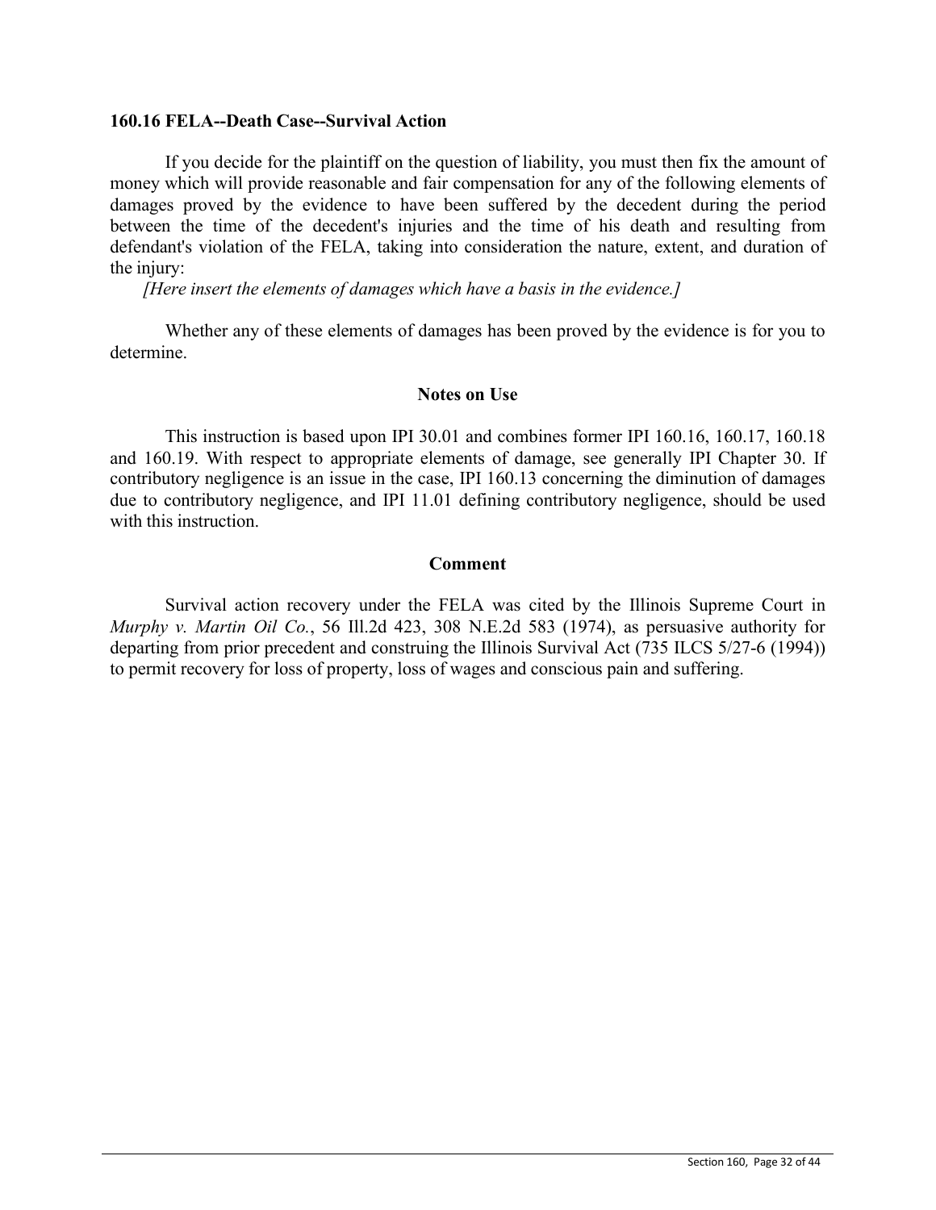### 160.16 FELA--Death Case--Survival Action

If you decide for the plaintiff on the question of liability, you must then fix the amount of money which will provide reasonable and fair compensation for any of the following elements of damages proved by the evidence to have been suffered by the decedent during the period between the time of the decedent's injuries and the time of his death and resulting from defendant's violation of the FELA, taking into consideration the nature, extent, and duration of the injury:

*[Here insert the elements of damages which have a basis in the evidence.]*

Whether any of these elements of damages has been proved by the evidence is for you to determine.

#### Notes on Use

This instruction is based upon IPI 30.01 and combines former IPI 160.16, 160.17, 160.18 and 160.19. With respect to appropriate elements of damage, see generally IPI Chapter 30. If contributory negligence is an issue in the case, IPI 160.13 concerning the diminution of damages due to contributory negligence, and IPI 11.01 defining contributory negligence, should be used with this instruction.

#### Comment

Survival action recovery under the FELA was cited by the Illinois Supreme Court in *Murphy v. Martin Oil Co.*, 56 Ill.2d 423, 308 N.E.2d 583 (1974), as persuasive authority for departing from prior precedent and construing the Illinois Survival Act (735 ILCS 5/27-6 (1994)) to permit recovery for loss of property, loss of wages and conscious pain and suffering.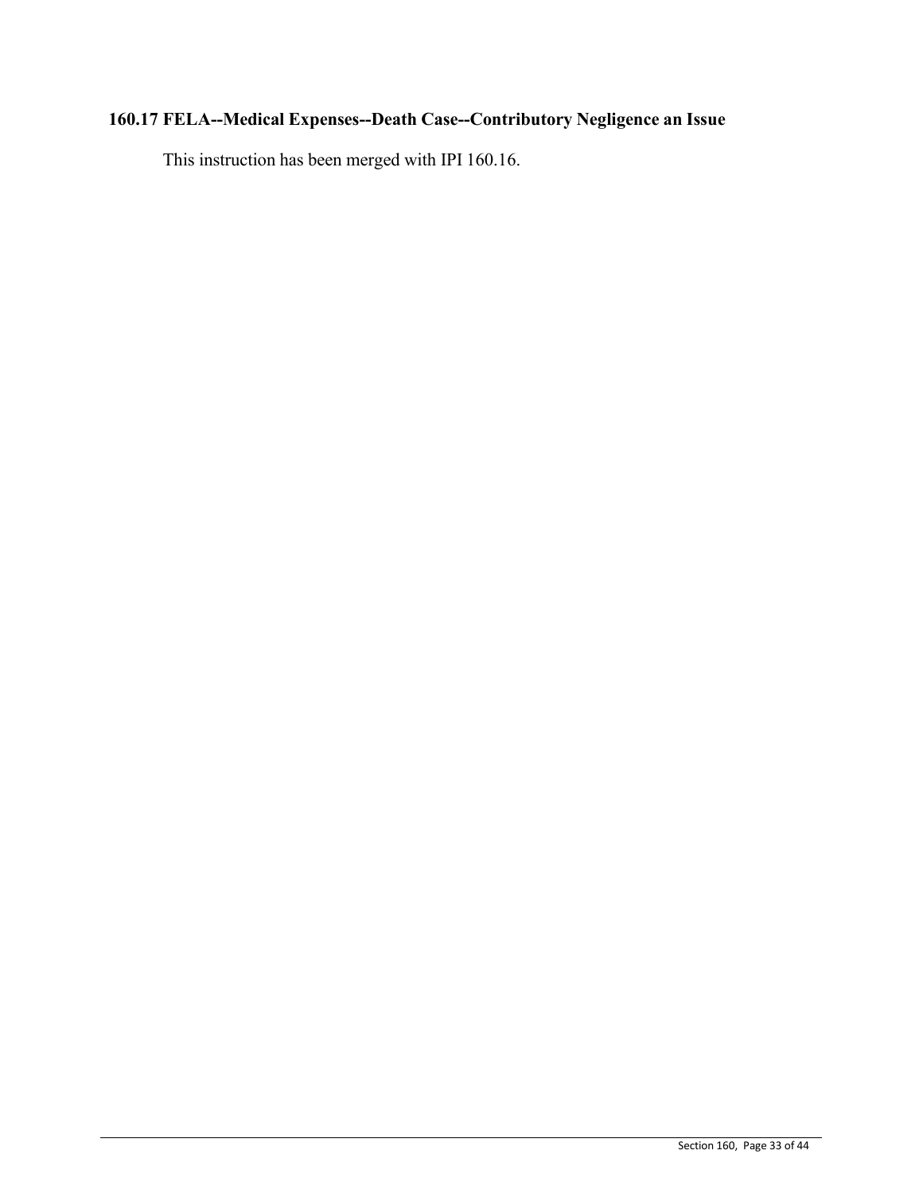## 160.17 FELA--Medical Expenses--Death Case--Contributory Negligence an Issue

This instruction has been merged with IPI 160.16.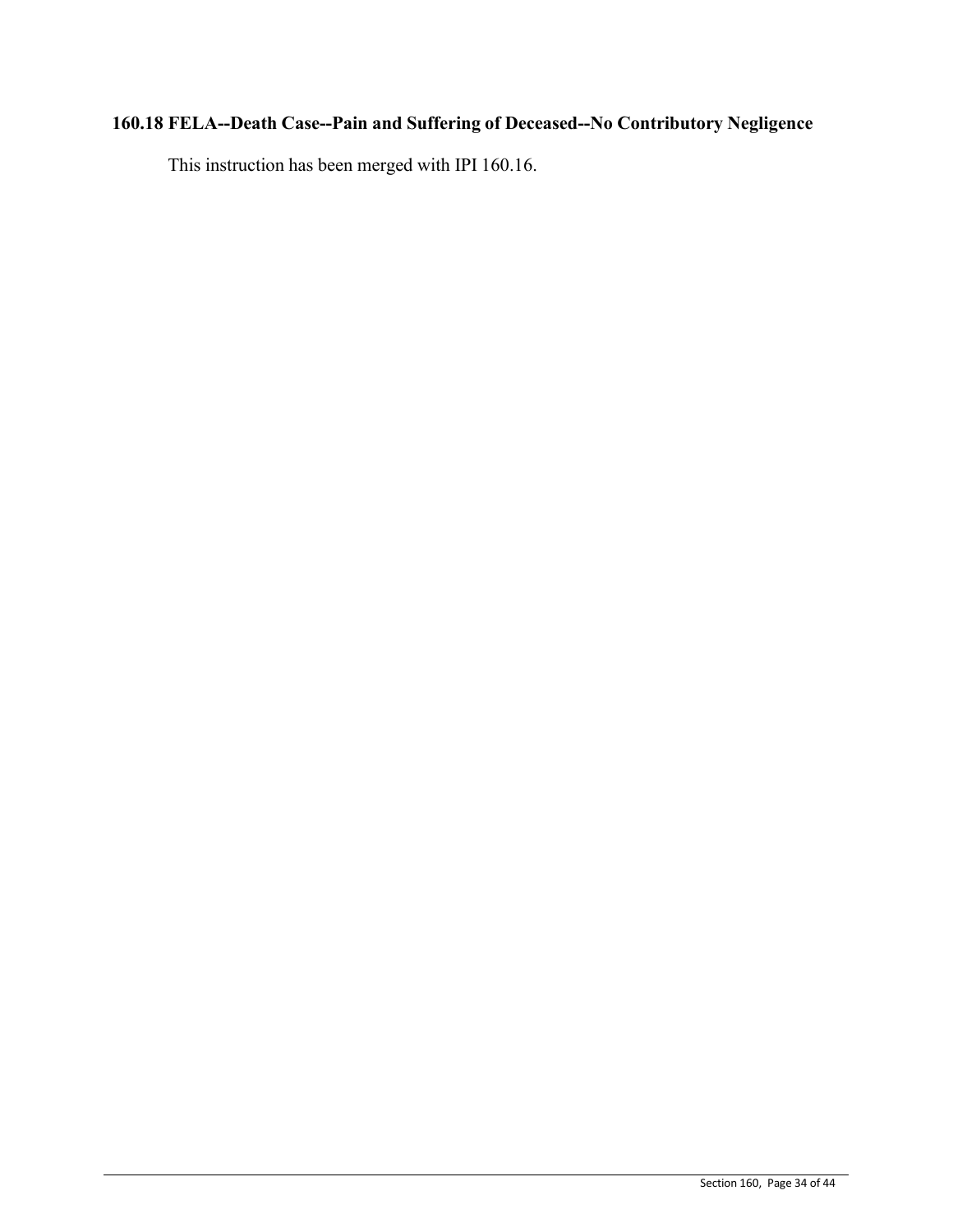## 160.18 FELA--Death Case--Pain and Suffering of Deceased--No Contributory Negligence

This instruction has been merged with IPI 160.16.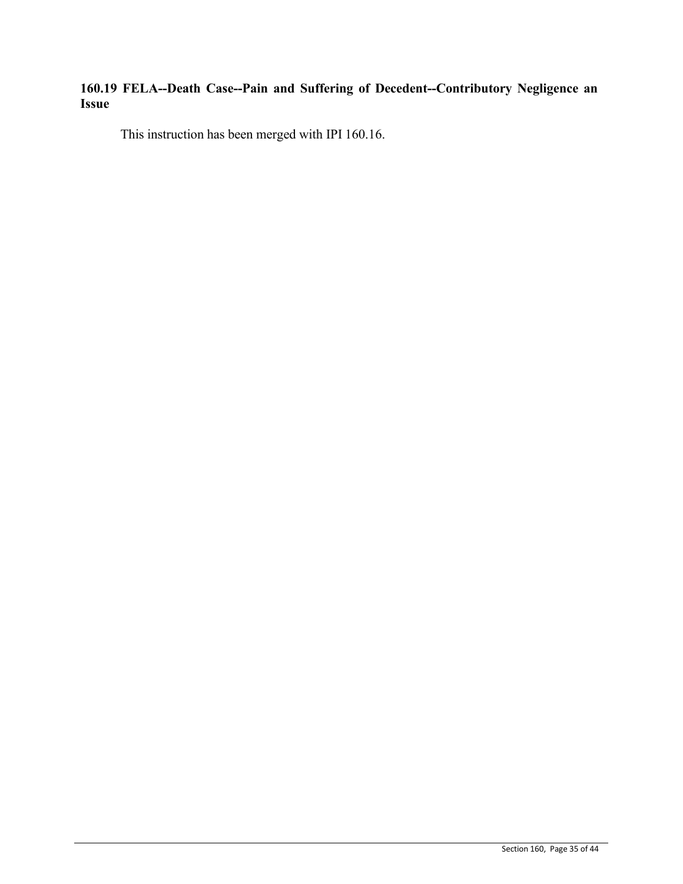## 160.19 FELA--Death Case--Pain and Suffering of Decedent--Contributory Negligence an Issue

This instruction has been merged with IPI 160.16.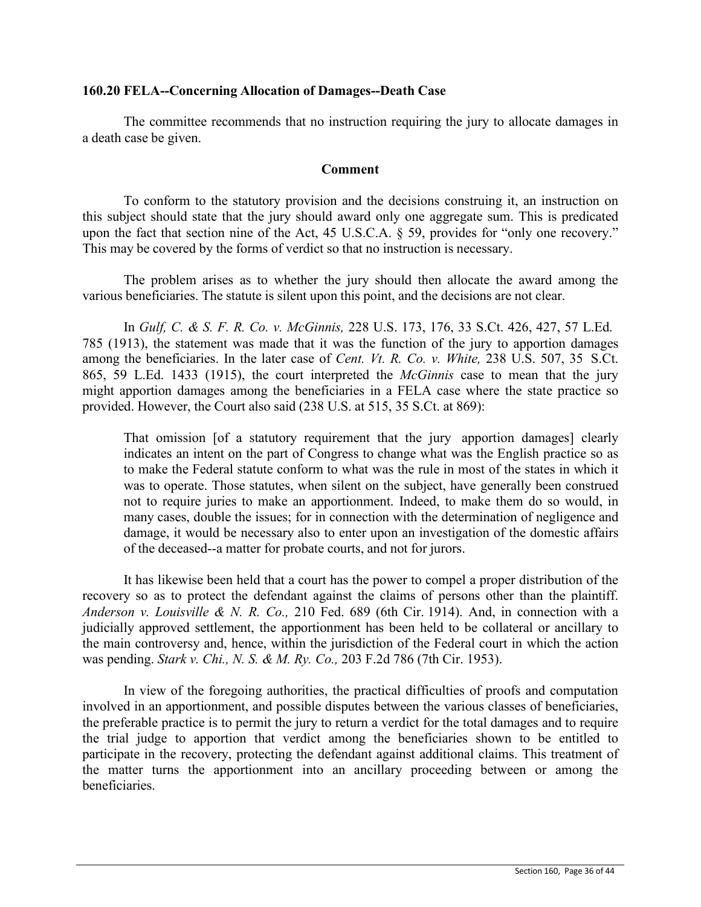**160.20 FELA--Concerning Allocation of Damages--Death Case**

The committee recommends that no instruction requiring the jury to allocate damages in a death case be given.

**Comment**

To conform to the statutory provision and the decisions construing it, an instruction on this subject should state that the jury should award only one aggregate sum. This is predicated upon the fact that section nine of the Act, 45 U.S.C.A. § 59, provides for "only one recovery." This may be covered by the forms of verdict so that no instruction is necessary.

The problem arises as to whether the jury should then allocate the award among the various beneficiaries. The statute is silent upon this point, and the decisions are not clear.

In *Gulf, C. & S. F. R. Co. v. McGinnis,* 228 U.S. 173, 176, 33 S.Ct. 426, 427, 57 L.Ed. 785 (1913), the statement was made that it was the function of the jury to apportion damages among the beneficiaries. In the later case of *Cent. Vt. R. Co. v. White,* 238 U.S. 507, 35 S.Ct. 865, 59 L.Ed. 1433 (1915), the court interpreted the *McGinnis* case to mean that the jury might apportion damages among the beneficiaries in a FELA case where the state practice so provided. However, the Court also said (238 U.S. at 515, 35 S.Ct. at 869):

> That omission [of a statutory requirement that the jury apportion damages] clearly indicates an intent on the part of Congress to change what was the English practice so as to make the Federal statute conform to what was the rule in most of the states in which it was to operate. Those statutes, when silent on the subject, have generally been construed not to require juries to make an apportionment. Indeed, to make them do so would, in many cases, double the issues; for in connection with the determination of negligence and damage, it would be necessary also to enter upon an investigation of the domestic affairs of the deceased--a matter for probate courts, and not for jurors.

It has likewise been held that a court has the power to compel a proper distribution of the recovery so as to protect the defendant against the claims of persons other than the plaintiff. *Anderson v. Louisville & N. R. Co.,* 210 Fed. 689 (6th Cir. 1914). And, in connection with a judicially approved settlement, the apportionment has been held to be collateral or ancillary to the main controversy and, hence, within the jurisdiction of the Federal court in which the action was pending. *Stark v. Chi., N. S. & M. Ry. Co.,* 203 F.2d 786 (7th Cir. 1953).

In view of the foregoing authorities, the practical difficulties of proofs and computation involved in an apportionment, and possible disputes between the various classes of beneficiaries, the preferable practice is to permit the jury to return a verdict for the total damages and to require the trial judge to apportion that verdict among the beneficiaries shown to be entitled to participate in the recovery, protecting the defendant against additional claims. This treatment of the matter turns the apportionment into an ancillary proceeding between or among the beneficiaries.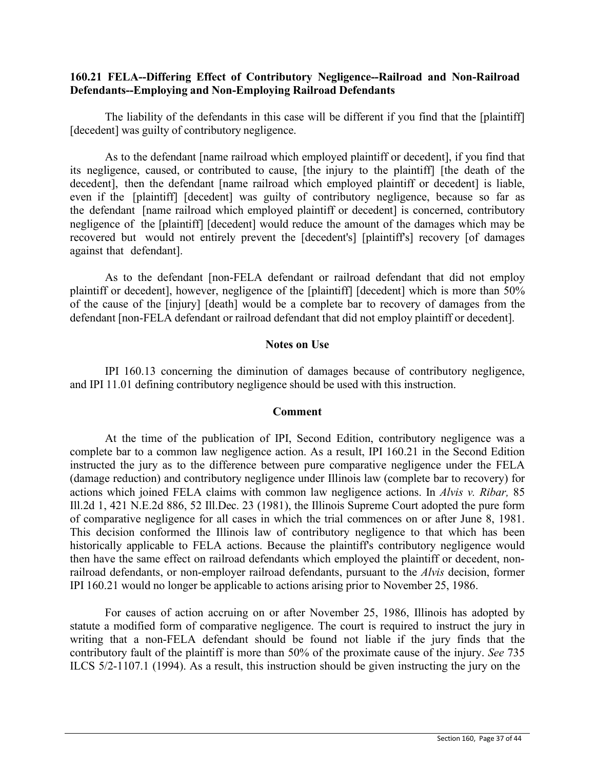### 160.21 FELA--Differing Effect of Contributory Negligence--Railroad and Non-Railroad Defendants--Employing and Non-Employing Railroad Defendants

The liability of the defendants in this case will be different if you find that the [plaintiff] [decedent] was guilty of contributory negligence.

As to the defendant [name railroad which employed plaintiff or decedent], if you find that its negligence, caused, or contributed to cause, [the injury to the plaintiff] [the death of the decedent], then the defendant [name railroad which employed plaintiff or decedent] is liable, even if the [plaintiff] [decedent] was guilty of contributory negligence, because so far as the defendant [name railroad which employed plaintiff or decedent] is concerned, contributory negligence of the [plaintiff] [decedent] would reduce the amount of the damages which may be recovered but would not entirely prevent the [decedent's] [plaintiff's] recovery [of damages against that defendant].

As to the defendant [non-FELA defendant or railroad defendant that did not employ plaintiff or decedent], however, negligence of the [plaintiff] [decedent] which is more than 50% of the cause of the [injury] [death] would be a complete bar to recovery of damages from the defendant [non-FELA defendant or railroad defendant that did not employ plaintiff or decedent].

#### Notes on Use

IPI 160.13 concerning the diminution of damages because of contributory negligence, and IPI 11.01 defining contributory negligence should be used with this instruction.

#### Comment

At the time of the publication of IPI, Second Edition, contributory negligence was a complete bar to a common law negligence action. As a result, IPI 160.21 in the Second Edition instructed the jury as to the difference between pure comparative negligence under the FELA (damage reduction) and contributory negligence under Illinois law (complete bar to recovery) for actions which joined FELA claims with common law negligence actions. In *Alvis v. Ribar,* 85 Ill.2d 1, 421 N.E.2d 886, 52 Ill.Dec. 23 (1981), the Illinois Supreme Court adopted the pure form of comparative negligence for all cases in which the trial commences on or after June 8, 1981. This decision conformed the Illinois law of contributory negligence to that which has been historically applicable to FELA actions. Because the plaintiff's contributory negligence would then have the same effect on railroad defendants which employed the plaintiff or decedent, non-railroad defendants, or non-employer railroad defendants, pursuant to the *Alvis* decision, former IPI 160.21 would no longer be applicable to actions arising prior to November 25, 1986.

For causes of action accruing on or after November 25, 1986, Illinois has adopted by statute a modified form of comparative negligence. The court is required to instruct the jury in writing that a non-FELA defendant should be found not liable if the jury finds that the contributory fault of the plaintiff is more than 50% of the proximate cause of the injury. *See* 735 ILCS 5/2-1107.1 (1994). As a result, this instruction should be given instructing the jury on the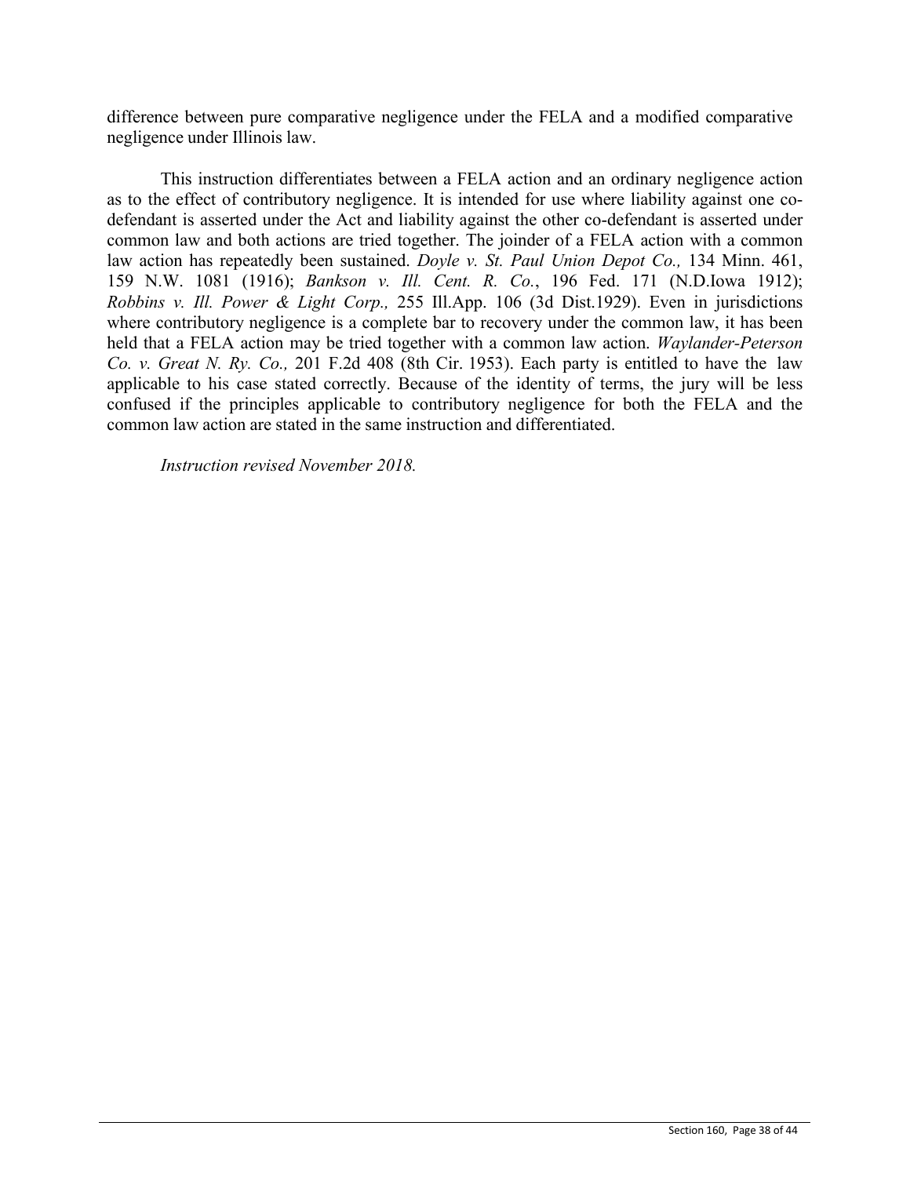difference between pure comparative negligence under the FELA and a modified comparative negligence under Illinois law.

This instruction differentiates between a FELA action and an ordinary negligence action as to the effect of contributory negligence. It is intended for use where liability against one co-defendant is asserted under the Act and liability against the other co-defendant is asserted under common law and both actions are tried together. The joinder of a FELA action with a common law action has repeatedly been sustained. *Doyle v. St. Paul Union Depot Co.,* 134 Minn. 461, 159 N.W. 1081 (1916); *Bankson v. Ill. Cent. R. Co.*, 196 Fed. 171 (N.D.Iowa 1912); *Robbins v. Ill. Power & Light Corp.,* 255 Ill.App. 106 (3d Dist.1929). Even in jurisdictions where contributory negligence is a complete bar to recovery under the common law, it has been held that a FELA action may be tried together with a common law action. *Waylander-Peterson Co. v. Great N. Ry. Co.,* 201 F.2d 408 (8th Cir. 1953). Each party is entitled to have the law applicable to his case stated correctly. Because of the identity of terms, the jury will be less confused if the principles applicable to contributory negligence for both the FELA and the common law action are stated in the same instruction and differentiated.

*Instruction revised November 2018.*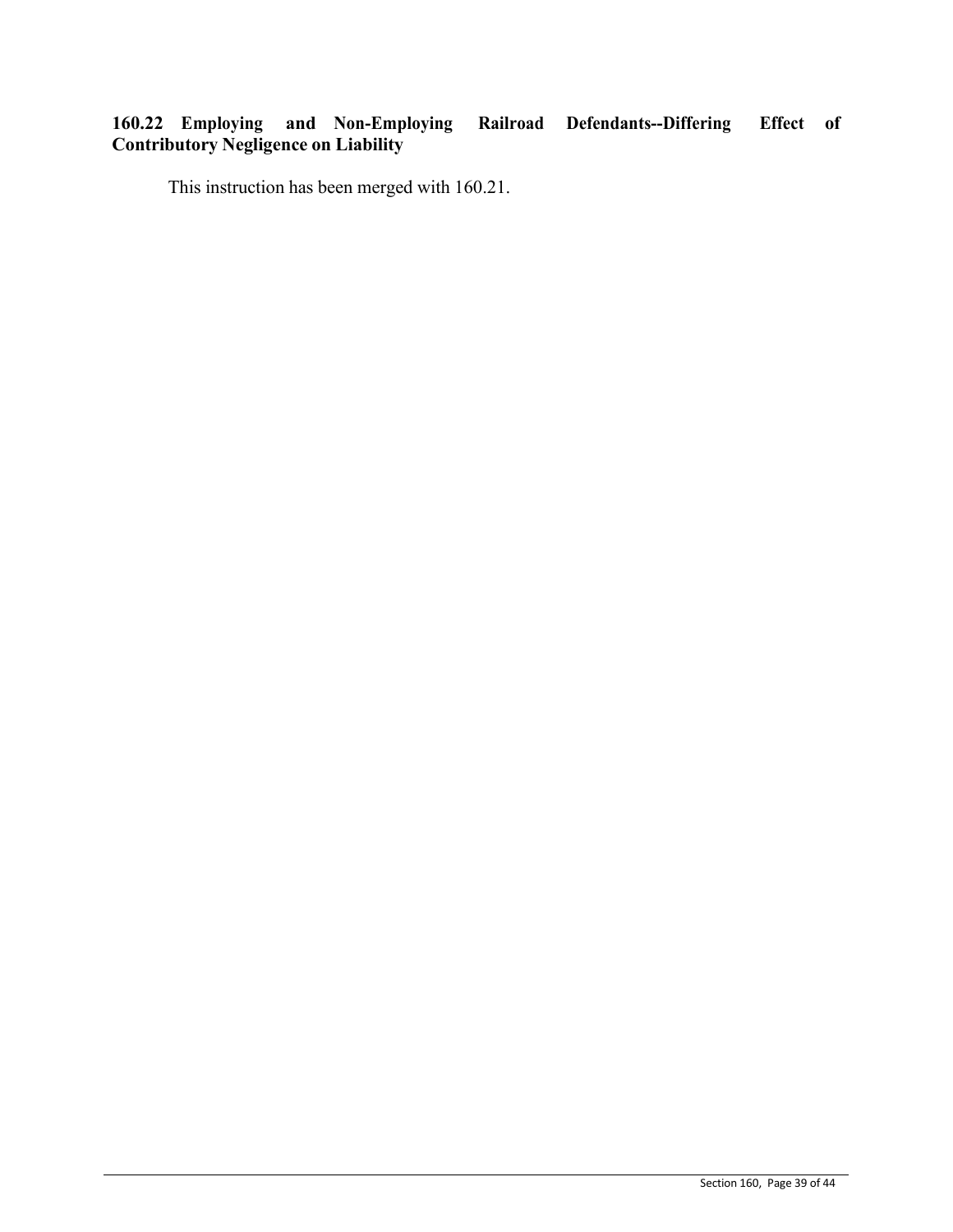### 160.22 Employing and Non-Employing Railroad Defendants--Differing Effect of Contributory Negligence on Liability

This instruction has been merged with 160.21.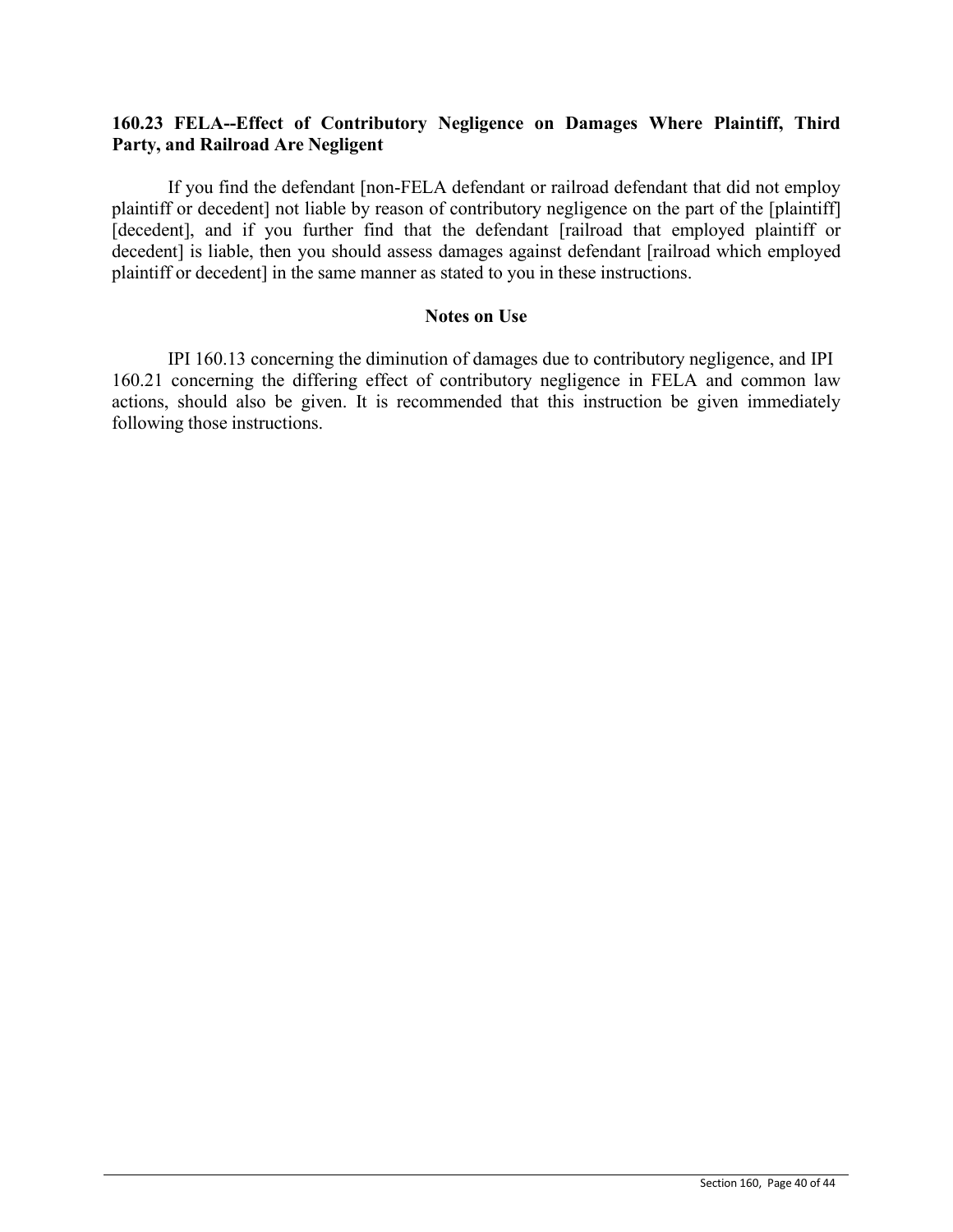### 160.23 FELA--Effect of Contributory Negligence on Damages Where Plaintiff, Third Party, and Railroad Are Negligent

If you find the defendant [non-FELA defendant or railroad defendant that did not employ plaintiff or decedent] not liable by reason of contributory negligence on the part of the [plaintiff] [decedent], and if you further find that the defendant [railroad that employed plaintiff or decedent] is liable, then you should assess damages against defendant [railroad which employed plaintiff or decedent] in the same manner as stated to you in these instructions.

#### Notes on Use

IPI 160.13 concerning the diminution of damages due to contributory negligence, and IPI 160.21 concerning the differing effect of contributory negligence in FELA and common law actions, should also be given. It is recommended that this instruction be given immediately following those instructions.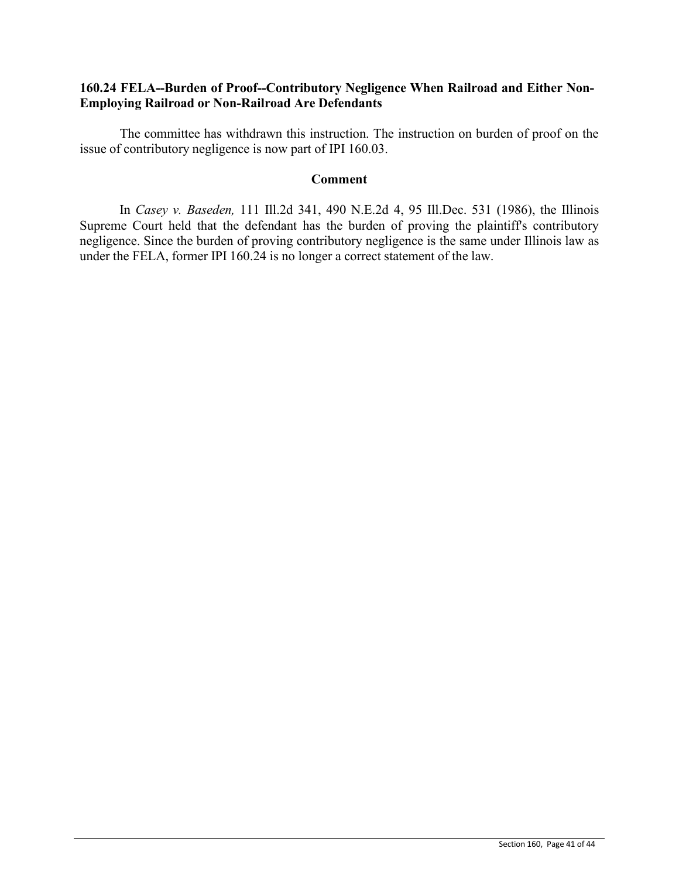### 160.24 FELA--Burden of Proof--Contributory Negligence When Railroad and Either Non-Employing Railroad or Non-Railroad Are Defendants

The committee has withdrawn this instruction. The instruction on burden of proof on the issue of contributory negligence is now part of IPI 160.03.

#### Comment

In *Casey v. Baseden,* 111 Ill.2d 341, 490 N.E.2d 4, 95 Ill.Dec. 531 (1986), the Illinois Supreme Court held that the defendant has the burden of proving the plaintiff's contributory negligence. Since the burden of proving contributory negligence is the same under Illinois law as under the FELA, former IPI 160.24 is no longer a correct statement of the law.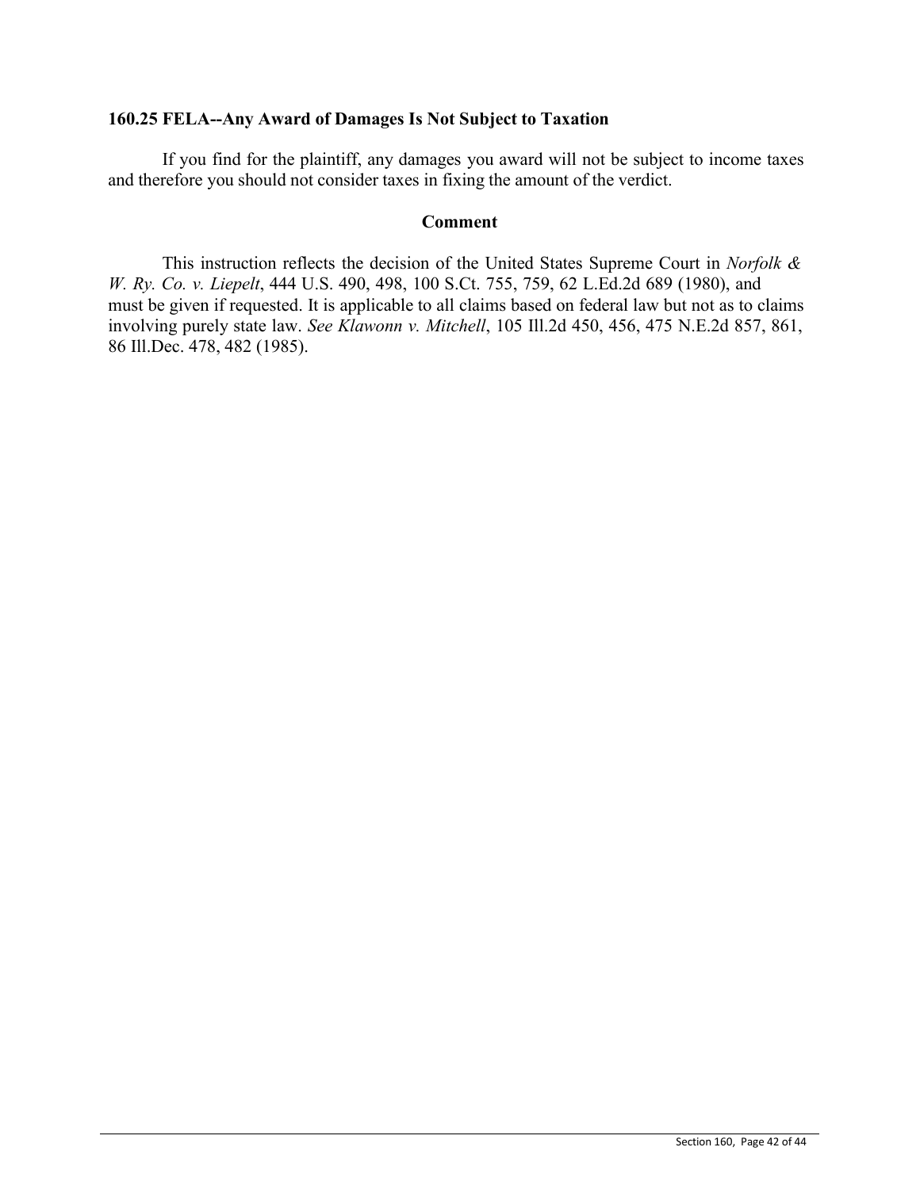### 160.25 FELA--Any Award of Damages Is Not Subject to Taxation

If you find for the plaintiff, any damages you award will not be subject to income taxes and therefore you should not consider taxes in fixing the amount of the verdict.

**Comment**

This instruction reflects the decision of the United States Supreme Court in *Norfolk & W. Ry. Co. v. Liepelt*, 444 U.S. 490, 498, 100 S.Ct. 755, 759, 62 L.Ed.2d 689 (1980), and must be given if requested. It is applicable to all claims based on federal law but not as to claims involving purely state law. *See Klawonn v. Mitchell*, 105 Ill.2d 450, 456, 475 N.E.2d 857, 861, 86 Ill.Dec. 478, 482 (1985).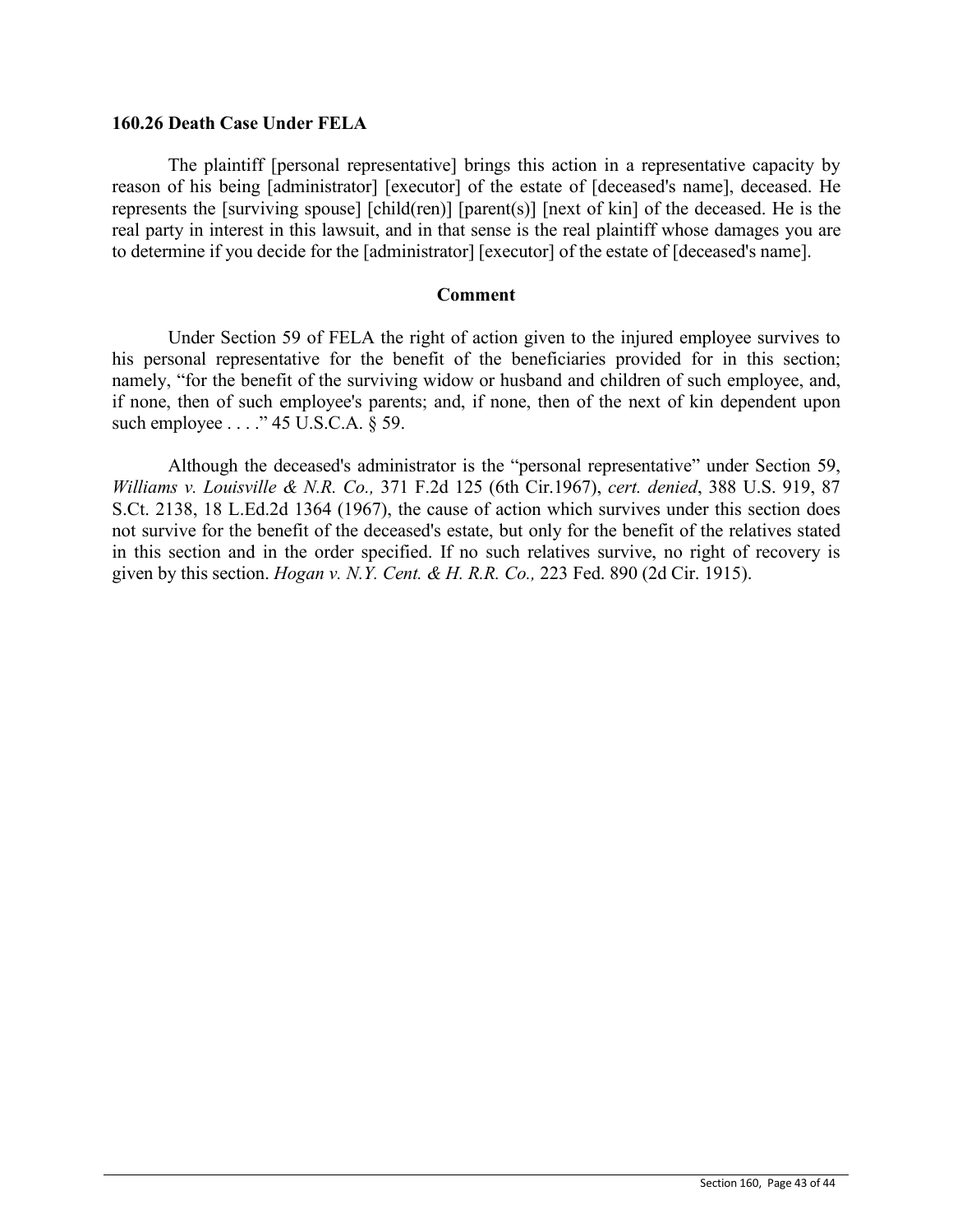### 160.26 Death Case Under FELA

The plaintiff [personal representative] brings this action in a representative capacity by reason of his being [administrator] [executor] of the estate of [deceased's name], deceased. He represents the [surviving spouse] [child(ren)] [parent(s)] [next of kin] of the deceased. He is the real party in interest in this lawsuit, and in that sense is the real plaintiff whose damages you are to determine if you decide for the [administrator] [executor] of the estate of [deceased's name].

#### Comment

Under Section 59 of FELA the right of action given to the injured employee survives to his personal representative for the benefit of the beneficiaries provided for in this section; namely, "for the benefit of the surviving widow or husband and children of such employee, and, if none, then of such employee's parents; and, if none, then of the next of kin dependent upon such employee . . . ." 45 U.S.C.A. § 59.

Although the deceased's administrator is the "personal representative" under Section 59, *Williams v. Louisville & N.R. Co.,* 371 F.2d 125 (6th Cir.1967), *cert. denied*, 388 U.S. 919, 87 S.Ct. 2138, 18 L.Ed.2d 1364 (1967), the cause of action which survives under this section does not survive for the benefit of the deceased's estate, but only for the benefit of the relatives stated in this section and in the order specified. If no such relatives survive, no right of recovery is given by this section. *Hogan v. N.Y. Cent. & H. R.R. Co.,* 223 Fed. 890 (2d Cir. 1915).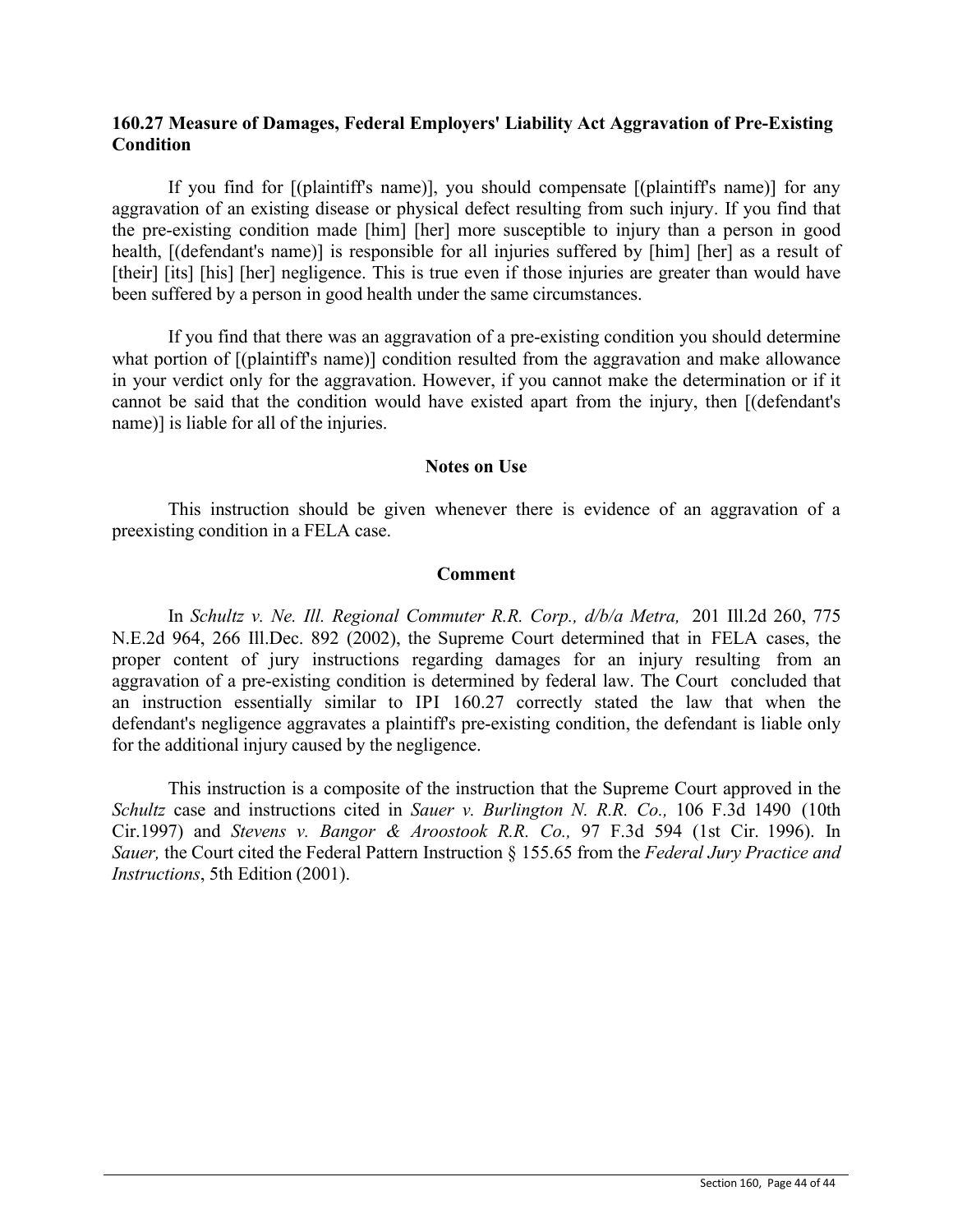**160.27 Measure of Damages, Federal Employers' Liability Act Aggravation of Pre-Existing Condition**

If you find for [(plaintiff's name)], you should compensate [(plaintiff's name)] for any aggravation of an existing disease or physical defect resulting from such injury. If you find that the pre-existing condition made [him] [her] more susceptible to injury than a person in good health, [(defendant's name)] is responsible for all injuries suffered by [him] [her] as a result of [their] [its] [his] [her] negligence. This is true even if those injuries are greater than would have been suffered by a person in good health under the same circumstances.

If you find that there was an aggravation of a pre-existing condition you should determine what portion of [(plaintiff's name)] condition resulted from the aggravation and make allowance in your verdict only for the aggravation. However, if you cannot make the determination or if it cannot be said that the condition would have existed apart from the injury, then [(defendant's name)] is liable for all of the injuries.

**Notes on Use**

This instruction should be given whenever there is evidence of an aggravation of a preexisting condition in a FELA case.

**Comment**

In *Schultz v. Ne. Ill. Regional Commuter R.R. Corp., d/b/a Metra,* 201 Ill.2d 260, 775 N.E.2d 964, 266 Ill.Dec. 892 (2002), the Supreme Court determined that in FELA cases, the proper content of jury instructions regarding damages for an injury resulting from an aggravation of a pre-existing condition is determined by federal law. The Court concluded that an instruction essentially similar to IPI 160.27 correctly stated the law that when the defendant's negligence aggravates a plaintiff's pre-existing condition, the defendant is liable only for the additional injury caused by the negligence.

This instruction is a composite of the instruction that the Supreme Court approved in the *Schultz* case and instructions cited in *Sauer v. Burlington N. R.R. Co.,* 106 F.3d 1490 (10th Cir.1997) and *Stevens v. Bangor & Aroostook R.R. Co.,* 97 F.3d 594 (1st Cir. 1996). In *Sauer,* the Court cited the Federal Pattern Instruction § 155.65 from the *Federal Jury Practice and Instructions*, 5th Edition (2001).